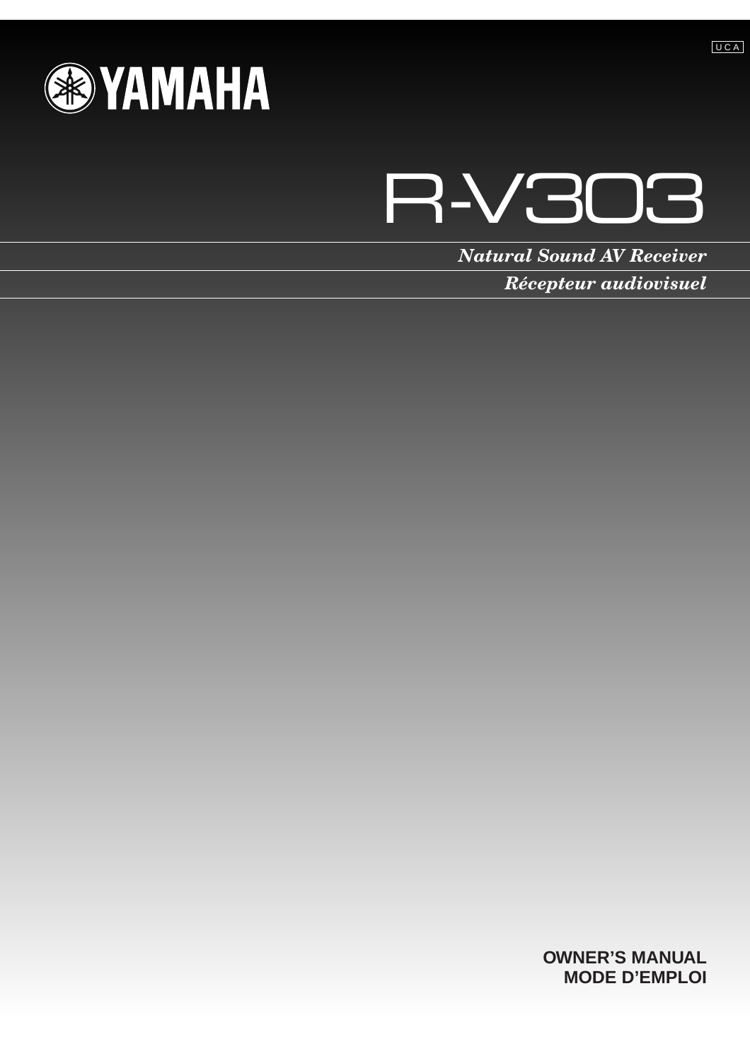UCA

YAMAHA

# R-V303

***Natural Sound AV Receiver***

***Récepteur audiovisuel***

**OWNER'S MANUAL**
**MODE D'EMPLOI**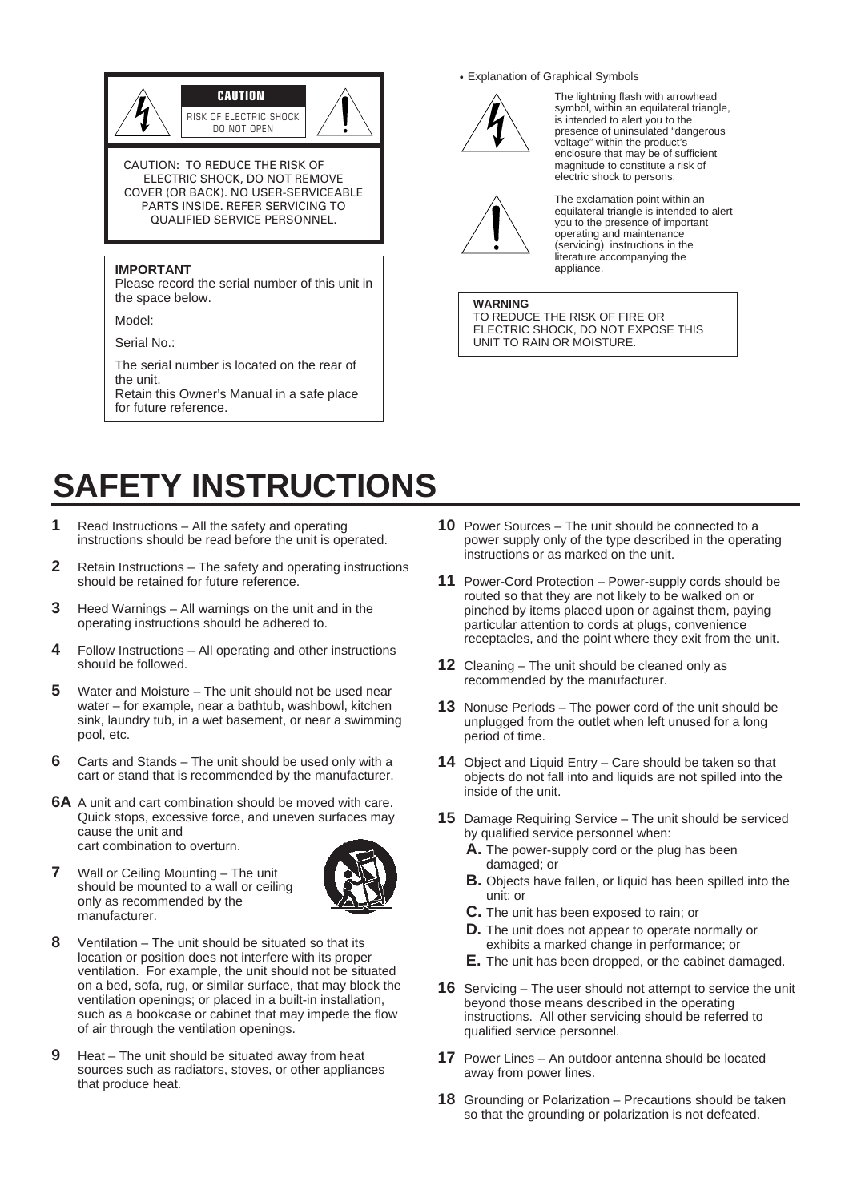**CAUTION**

RISK OF ELECTRIC SHOCK
DO NOT OPEN

CAUTION: TO REDUCE THE RISK OF ELECTRIC SHOCK, DO NOT REMOVE COVER (OR BACK). NO USER-SERVICEABLE PARTS INSIDE. REFER SERVICING TO QUALIFIED SERVICE PERSONNEL.

**IMPORTANT**

Please record the serial number of this unit in the space below.

Model:

Serial No.:

The serial number is located on the rear of the unit.
Retain this Owner's Manual in a safe place for future reference.

• Explanation of Graphical Symbols

The lightning flash with arrowhead symbol, within an equilateral triangle, is intended to alert you to the presence of uninsulated "dangerous voltage" within the product's enclosure that may be of sufficient magnitude to constitute a risk of electric shock to persons.

The exclamation point within an equilateral triangle is intended to alert you to the presence of important operating and maintenance (servicing) instructions in the literature accompanying the appliance.

**WARNING**
TO REDUCE THE RISK OF FIRE OR ELECTRIC SHOCK, DO NOT EXPOSE THIS UNIT TO RAIN OR MOISTURE.

# SAFETY INSTRUCTIONS

**1** Read Instructions – All the safety and operating instructions should be read before the unit is operated.

**2** Retain Instructions – The safety and operating instructions should be retained for future reference.

**3** Heed Warnings – All warnings on the unit and in the operating instructions should be adhered to.

**4** Follow Instructions – All operating and other instructions should be followed.

**5** Water and Moisture – The unit should not be used near water – for example, near a bathtub, washbowl, kitchen sink, laundry tub, in a wet basement, or near a swimming pool, etc.

**6** Carts and Stands – The unit should be used only with a cart or stand that is recommended by the manufacturer.

**6A** A unit and cart combination should be moved with care. Quick stops, excessive force, and uneven surfaces may cause the unit and cart combination to overturn.

**7** Wall or Ceiling Mounting – The unit should be mounted to a wall or ceiling only as recommended by the manufacturer.

**8** Ventilation – The unit should be situated so that its location or position does not interfere with its proper ventilation. For example, the unit should not be situated on a bed, sofa, rug, or similar surface, that may block the ventilation openings; or placed in a built-in installation, such as a bookcase or cabinet that may impede the flow of air through the ventilation openings.

**9** Heat – The unit should be situated away from heat sources such as radiators, stoves, or other appliances that produce heat.

**10** Power Sources – The unit should be connected to a power supply only of the type described in the operating instructions or as marked on the unit.

**11** Power-Cord Protection – Power-supply cords should be routed so that they are not likely to be walked on or pinched by items placed upon or against them, paying particular attention to cords at plugs, convenience receptacles, and the point where they exit from the unit.

**12** Cleaning – The unit should be cleaned only as recommended by the manufacturer.

**13** Nonuse Periods – The power cord of the unit should be unplugged from the outlet when left unused for a long period of time.

**14** Object and Liquid Entry – Care should be taken so that objects do not fall into and liquids are not spilled into the inside of the unit.

**15** Damage Requiring Service – The unit should be serviced by qualified service personnel when:

- **A.** The power-supply cord or the plug has been damaged; or
- **B.** Objects have fallen, or liquid has been spilled into the unit; or
- **C.** The unit has been exposed to rain; or
- **D.** The unit does not appear to operate normally or exhibits a marked change in performance; or
- **E.** The unit has been dropped, or the cabinet damaged.

**16** Servicing – The user should not attempt to service the unit beyond those means described in the operating instructions. All other servicing should be referred to qualified service personnel.

**17** Power Lines – An outdoor antenna should be located away from power lines.

**18** Grounding or Polarization – Precautions should be taken so that the grounding or polarization is not defeated.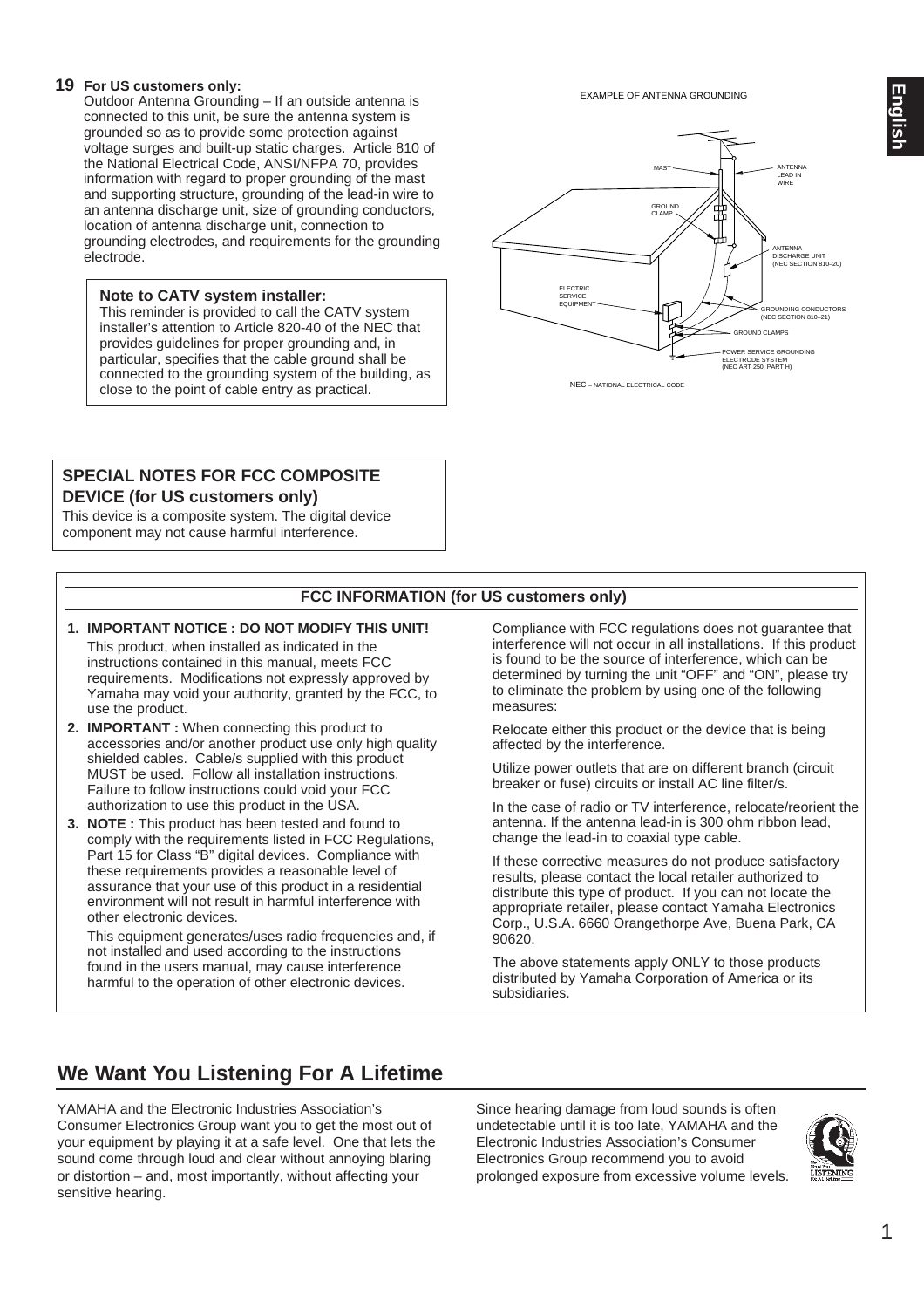**19 For US customers only:**
Outdoor Antenna Grounding – If an outside antenna is connected to this unit, be sure the antenna system is grounded so as to provide some protection against voltage surges and built-up static charges. Article 810 of the National Electrical Code, ANSI/NFPA 70, provides information with regard to proper grounding of the mast and supporting structure, grounding of the lead-in wire to an antenna discharge unit, size of grounding conductors, location of antenna discharge unit, connection to grounding electrodes, and requirements for the grounding electrode.

**Note to CATV system installer:**
This reminder is provided to call the CATV system installer's attention to Article 820-40 of the NEC that provides guidelines for proper grounding and, in particular, specifies that the cable ground shall be connected to the grounding system of the building, as close to the point of cable entry as practical.

EXAMPLE OF ANTENNA GROUNDING

MAST
ANTENNA LEAD IN WIRE
GROUND CLAMP
ANTENNA DISCHARGE UNIT (NEC SECTION 810–20)
ELECTRIC SERVICE EQUIPMENT
GROUNDING CONDUCTORS (NEC SECTION 810–21)
GROUND CLAMPS
POWER SERVICE GROUNDING ELECTRODE SYSTEM (NEC ART 250. PART H)
NEC – NATIONAL ELECTRICAL CODE

**SPECIAL NOTES FOR FCC COMPOSITE DEVICE (for US customers only)**
This device is a composite system. The digital device component may not cause harmful interference.

## FCC INFORMATION (for US customers only)

1. **IMPORTANT NOTICE : DO NOT MODIFY THIS UNIT!**
   This product, when installed as indicated in the instructions contained in this manual, meets FCC requirements. Modifications not expressly approved by Yamaha may void your authority, granted by the FCC, to use the product.
2. **IMPORTANT :** When connecting this product to accessories and/or another product use only high quality shielded cables. Cable/s supplied with this product MUST be used. Follow all installation instructions. Failure to follow instructions could void your FCC authorization to use this product in the USA.
3. **NOTE :** This product has been tested and found to comply with the requirements listed in FCC Regulations, Part 15 for Class "B" digital devices. Compliance with these requirements provides a reasonable level of assurance that your use of this product in a residential environment will not result in harmful interference with other electronic devices.

   This equipment generates/uses radio frequencies and, if not installed and used according to the instructions found in the users manual, may cause interference harmful to the operation of other electronic devices.

   Compliance with FCC regulations does not guarantee that interference will not occur in all installations. If this product is found to be the source of interference, which can be determined by turning the unit "OFF" and "ON", please try to eliminate the problem by using one of the following measures:

   Relocate either this product or the device that is being affected by the interference.

   Utilize power outlets that are on different branch (circuit breaker or fuse) circuits or install AC line filter/s.

   In the case of radio or TV interference, relocate/reorient the antenna. If the antenna lead-in is 300 ohm ribbon lead, change the lead-in to coaxial type cable.

   If these corrective measures do not produce satisfactory results, please contact the local retailer authorized to distribute this type of product. If you can not locate the appropriate retailer, please contact Yamaha Electronics Corp., U.S.A. 6660 Orangethorpe Ave, Buena Park, CA 90620.

   The above statements apply ONLY to those products distributed by Yamaha Corporation of America or its subsidiaries.

## We Want You Listening For A Lifetime

YAMAHA and the Electronic Industries Association's Consumer Electronics Group want you to get the most out of your equipment by playing it at a safe level. One that lets the sound come through loud and clear without annoying blaring or distortion – and, most importantly, without affecting your sensitive hearing.

Since hearing damage from loud sounds is often undetectable until it is too late, YAMAHA and the Electronic Industries Association's Consumer Electronics Group recommend you to avoid prolonged exposure from excessive volume levels.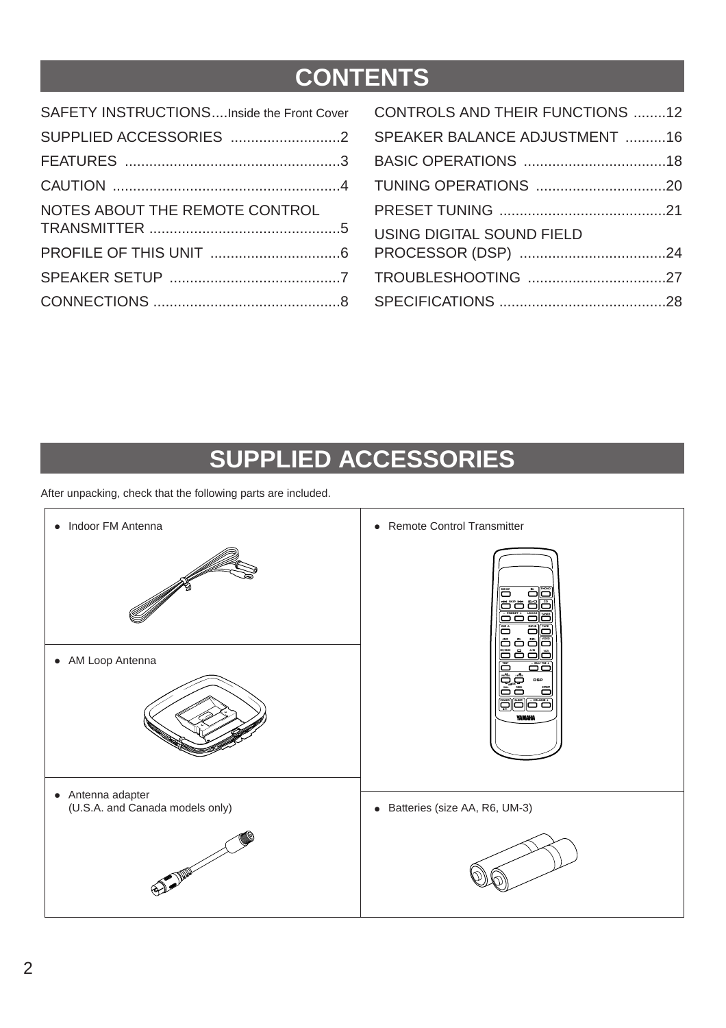# CONTENTS

SAFETY INSTRUCTIONS....Inside the Front Cover
SUPPLIED ACCESSORIES ...........................2
FEATURES .....................................................3
CAUTION ........................................................4
NOTES ABOUT THE REMOTE CONTROL TRANSMITTER ...............................................5
PROFILE OF THIS UNIT ................................6
SPEAKER SETUP ..........................................7
CONNECTIONS ..............................................8
CONTROLS AND THEIR FUNCTIONS ........12
SPEAKER BALANCE ADJUSTMENT ..........16
BASIC OPERATIONS ...................................18
TUNING OPERATIONS ................................20
PRESET TUNING .........................................21
USING DIGITAL SOUND FIELD PROCESSOR (DSP) ....................................24
TROUBLESHOOTING ..................................27
SPECIFICATIONS .........................................28

# SUPPLIED ACCESSORIES

After unpacking, check that the following parts are included.

- Indoor FM Antenna
- AM Loop Antenna
- Antenna adapter (U.S.A. and Canada models only)
- Remote Control Transmitter
- Batteries (size AA, R6, UM-3)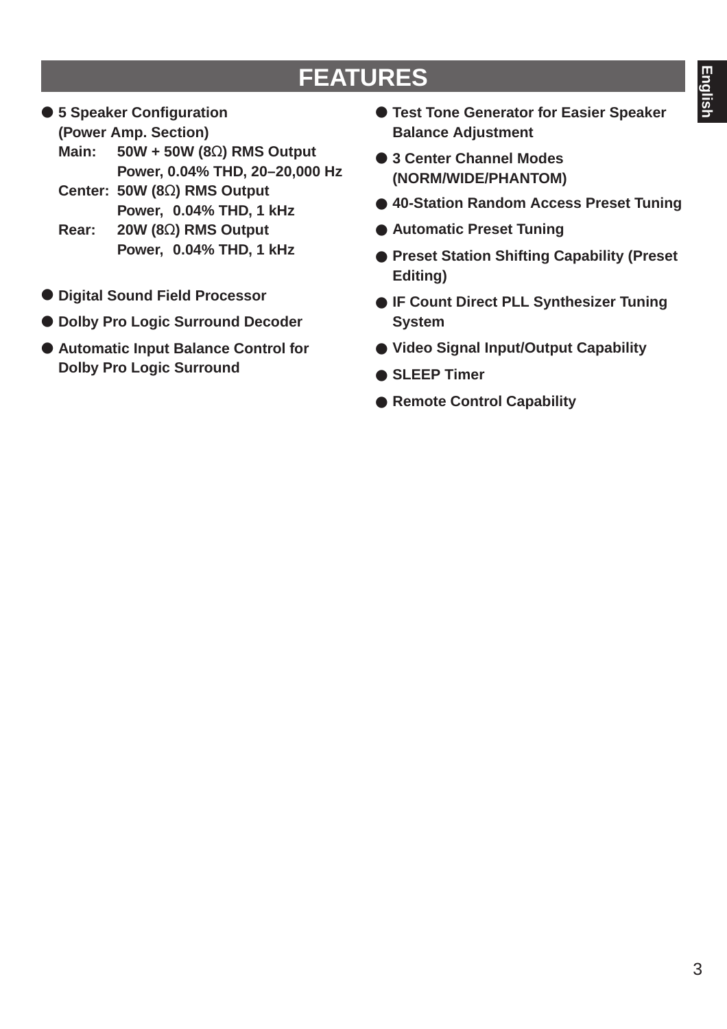# FEATURES

- **5 Speaker Configuration (Power Amp. Section)**
  **Main: 50W + 50W (8Ω) RMS Output Power, 0.04% THD, 20–20,000 Hz**
  **Center: 50W (8Ω) RMS Output Power, 0.04% THD, 1 kHz**
  **Rear: 20W (8Ω) RMS Output Power, 0.04% THD, 1 kHz**
- **Digital Sound Field Processor**
- **Dolby Pro Logic Surround Decoder**
- **Automatic Input Balance Control for Dolby Pro Logic Surround**
- **Test Tone Generator for Easier Speaker Balance Adjustment**
- **3 Center Channel Modes (NORM/WIDE/PHANTOM)**
- **40-Station Random Access Preset Tuning**
- **Automatic Preset Tuning**
- **Preset Station Shifting Capability (Preset Editing)**
- **IF Count Direct PLL Synthesizer Tuning System**
- **Video Signal Input/Output Capability**
- **SLEEP Timer**
- **Remote Control Capability**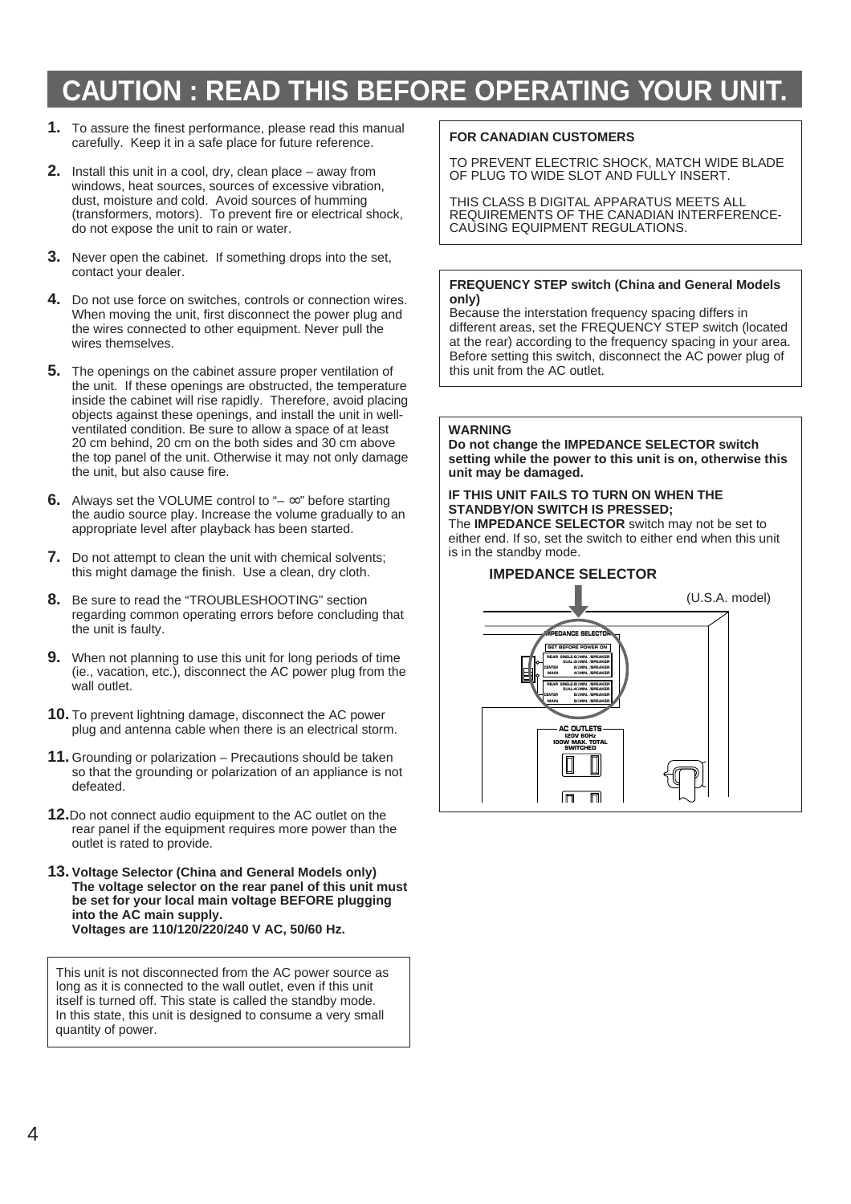# CAUTION : READ THIS BEFORE OPERATING YOUR UNIT.

**1.** To assure the finest performance, please read this manual carefully. Keep it in a safe place for future reference.

**2.** Install this unit in a cool, dry, clean place – away from windows, heat sources, sources of excessive vibration, dust, moisture and cold. Avoid sources of humming (transformers, motors). To prevent fire or electrical shock, do not expose the unit to rain or water.

**3.** Never open the cabinet. If something drops into the set, contact your dealer.

**4.** Do not use force on switches, controls or connection wires. When moving the unit, first disconnect the power plug and the wires connected to other equipment. Never pull the wires themselves.

**5.** The openings on the cabinet assure proper ventilation of the unit. If these openings are obstructed, the temperature inside the cabinet will rise rapidly. Therefore, avoid placing objects against these openings, and install the unit in well-ventilated condition. Be sure to allow a space of at least 20 cm behind, 20 cm on the both sides and 30 cm above the top panel of the unit. Otherwise it may not only damage the unit, but also cause fire.

**6.** Always set the VOLUME control to "– ∞" before starting the audio source play. Increase the volume gradually to an appropriate level after playback has been started.

**7.** Do not attempt to clean the unit with chemical solvents; this might damage the finish. Use a clean, dry cloth.

**8.** Be sure to read the "TROUBLESHOOTING" section regarding common operating errors before concluding that the unit is faulty.

**9.** When not planning to use this unit for long periods of time (ie., vacation, etc.), disconnect the AC power plug from the wall outlet.

**10.** To prevent lightning damage, disconnect the AC power plug and antenna cable when there is an electrical storm.

**11.** Grounding or polarization – Precautions should be taken so that the grounding or polarization of an appliance is not defeated.

**12.** Do not connect audio equipment to the AC outlet on the rear panel if the equipment requires more power than the outlet is rated to provide.

**13. Voltage Selector (China and General Models only)**
**The voltage selector on the rear panel of this unit must be set for your local main voltage BEFORE plugging into the AC main supply.**
**Voltages are 110/120/220/240 V AC, 50/60 Hz.**

This unit is not disconnected from the AC power source as long as it is connected to the wall outlet, even if this unit itself is turned off. This state is called the standby mode. In this state, this unit is designed to consume a very small quantity of power.

**FOR CANADIAN CUSTOMERS**

TO PREVENT ELECTRIC SHOCK, MATCH WIDE BLADE OF PLUG TO WIDE SLOT AND FULLY INSERT.

THIS CLASS B DIGITAL APPARATUS MEETS ALL REQUIREMENTS OF THE CANADIAN INTERFERENCE-CAUSING EQUIPMENT REGULATIONS.

**FREQUENCY STEP switch (China and General Models only)**

Because the interstation frequency spacing differs in different areas, set the FREQUENCY STEP switch (located at the rear) according to the frequency spacing in your area. Before setting this switch, disconnect the AC power plug of this unit from the AC outlet.

**WARNING**

**Do not change the IMPEDANCE SELECTOR switch setting while the power to this unit is on, otherwise this unit may be damaged.**

**IF THIS UNIT FAILS TO TURN ON WHEN THE STANDBY/ON SWITCH IS PRESSED;**

The **IMPEDANCE SELECTOR** switch may not be set to either end. If so, set the switch to either end when this unit is in the standby mode.

**IMPEDANCE SELECTOR**

(U.S.A. model)

IMPEDANCE SELECTOR
SET BEFORE POWER ON
REAR SINGLE 8Ω MIN. /SPEAKER
DUAL 8Ω MIN. /SPEAKER
CENTER 8Ω MIN. /SPEAKER
MAIN 4Ω MIN. /SPEAKER
REAR SINGLE 6Ω MIN. /SPEAKER
DUAL 4Ω MIN. /SPEAKER
CENTER 6Ω MIN. /SPEAKER
MAIN 6Ω MIN. /SPEAKER

AC OUTLETS
120V 60Hz
100W MAX. TOTAL
SWITCHED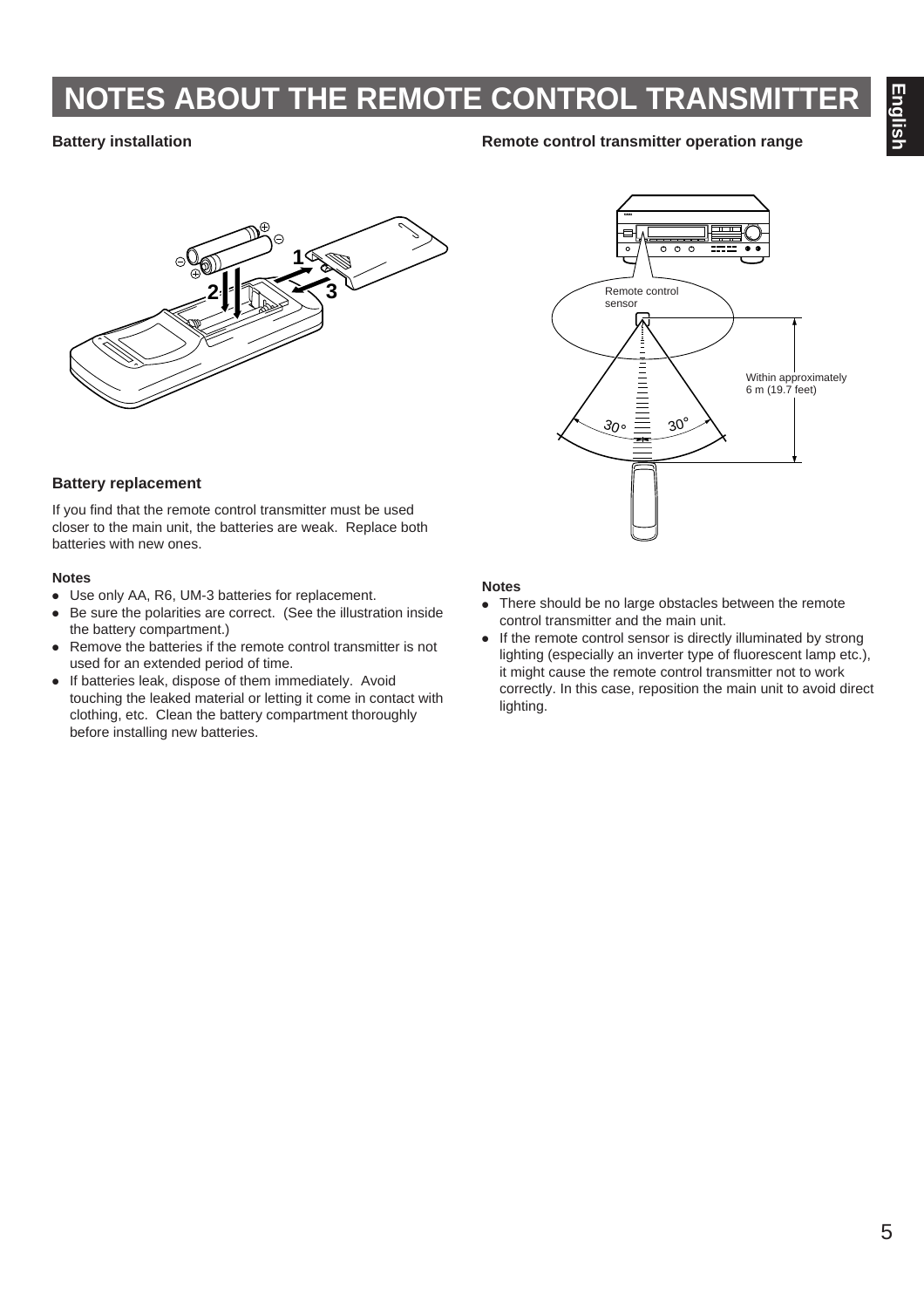# NOTES ABOUT THE REMOTE CONTROL TRANSMITTER

### Battery installation

### Battery replacement

If you find that the remote control transmitter must be used closer to the main unit, the batteries are weak. Replace both batteries with new ones.

#### Notes

- Use only AA, R6, UM-3 batteries for replacement.
- Be sure the polarities are correct. (See the illustration inside the battery compartment.)
- Remove the batteries if the remote control transmitter is not used for an extended period of time.
- If batteries leak, dispose of them immediately. Avoid touching the leaked material or letting it come in contact with clothing, etc. Clean the battery compartment thoroughly before installing new batteries.

### Remote control transmitter operation range

Remote control sensor

Within approximately 6 m (19.7 feet)

30° 30°

#### Notes

- There should be no large obstacles between the remote control transmitter and the main unit.
- If the remote control sensor is directly illuminated by strong lighting (especially an inverter type of fluorescent lamp etc.), it might cause the remote control transmitter not to work correctly. In this case, reposition the main unit to avoid direct lighting.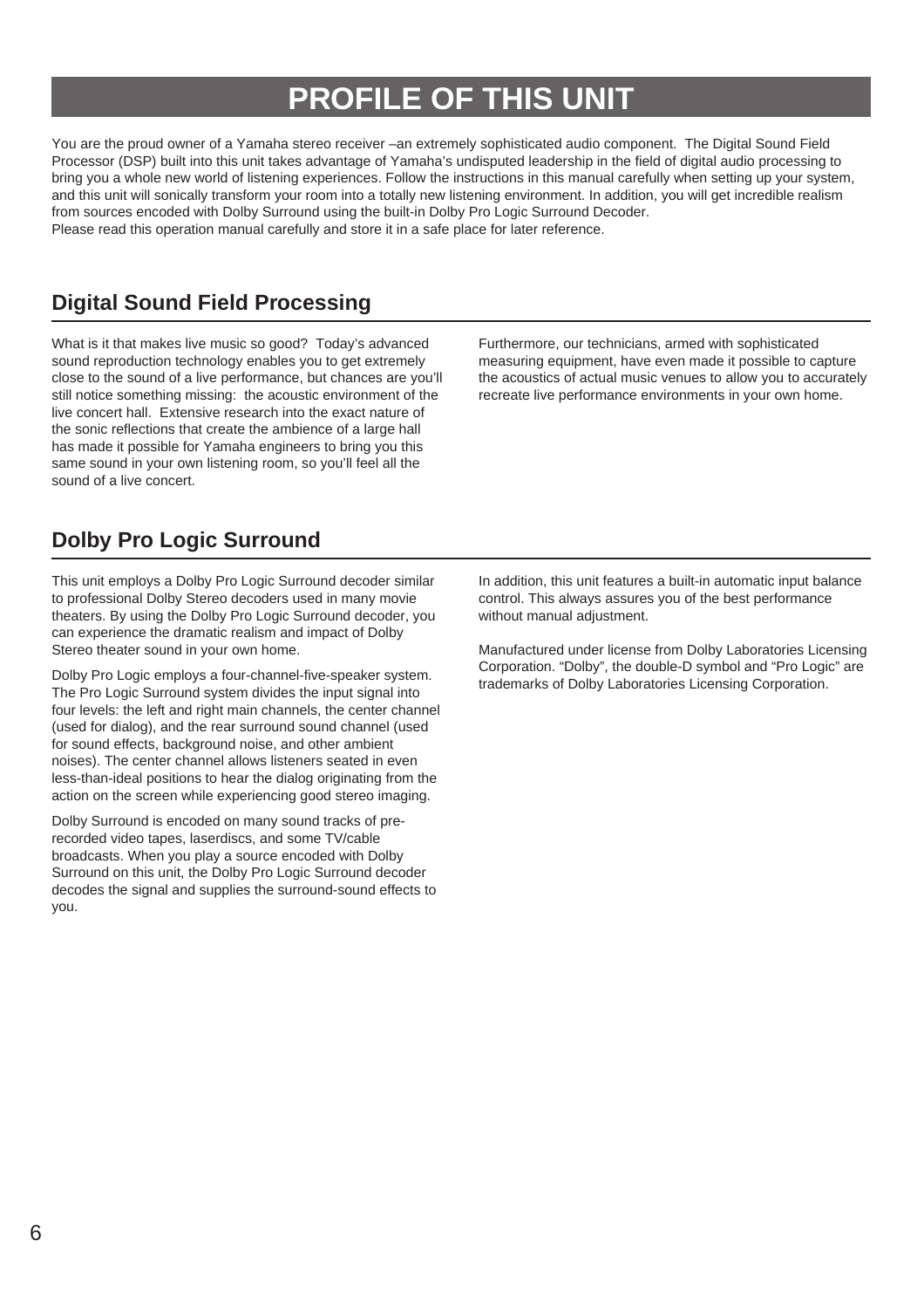# PROFILE OF THIS UNIT

You are the proud owner of a Yamaha stereo receiver –an extremely sophisticated audio component. The Digital Sound Field Processor (DSP) built into this unit takes advantage of Yamaha's undisputed leadership in the field of digital audio processing to bring you a whole new world of listening experiences. Follow the instructions in this manual carefully when setting up your system, and this unit will sonically transform your room into a totally new listening environment. In addition, you will get incredible realism from sources encoded with Dolby Surround using the built-in Dolby Pro Logic Surround Decoder.
Please read this operation manual carefully and store it in a safe place for later reference.

## Digital Sound Field Processing

What is it that makes live music so good? Today's advanced sound reproduction technology enables you to get extremely close to the sound of a live performance, but chances are you'll still notice something missing: the acoustic environment of the live concert hall. Extensive research into the exact nature of the sonic reflections that create the ambience of a large hall has made it possible for Yamaha engineers to bring you this same sound in your own listening room, so you'll feel all the sound of a live concert.

Furthermore, our technicians, armed with sophisticated measuring equipment, have even made it possible to capture the acoustics of actual music venues to allow you to accurately recreate live performance environments in your own home.

## Dolby Pro Logic Surround

This unit employs a Dolby Pro Logic Surround decoder similar to professional Dolby Stereo decoders used in many movie theaters. By using the Dolby Pro Logic Surround decoder, you can experience the dramatic realism and impact of Dolby Stereo theater sound in your own home.

Dolby Pro Logic employs a four-channel-five-speaker system. The Pro Logic Surround system divides the input signal into four levels: the left and right main channels, the center channel (used for dialog), and the rear surround sound channel (used for sound effects, background noise, and other ambient noises). The center channel allows listeners seated in even less-than-ideal positions to hear the dialog originating from the action on the screen while experiencing good stereo imaging.

Dolby Surround is encoded on many sound tracks of pre-recorded video tapes, laserdiscs, and some TV/cable broadcasts. When you play a source encoded with Dolby Surround on this unit, the Dolby Pro Logic Surround decoder decodes the signal and supplies the surround-sound effects to you.

In addition, this unit features a built-in automatic input balance control. This always assures you of the best performance without manual adjustment.

Manufactured under license from Dolby Laboratories Licensing Corporation. "Dolby", the double-D symbol and "Pro Logic" are trademarks of Dolby Laboratories Licensing Corporation.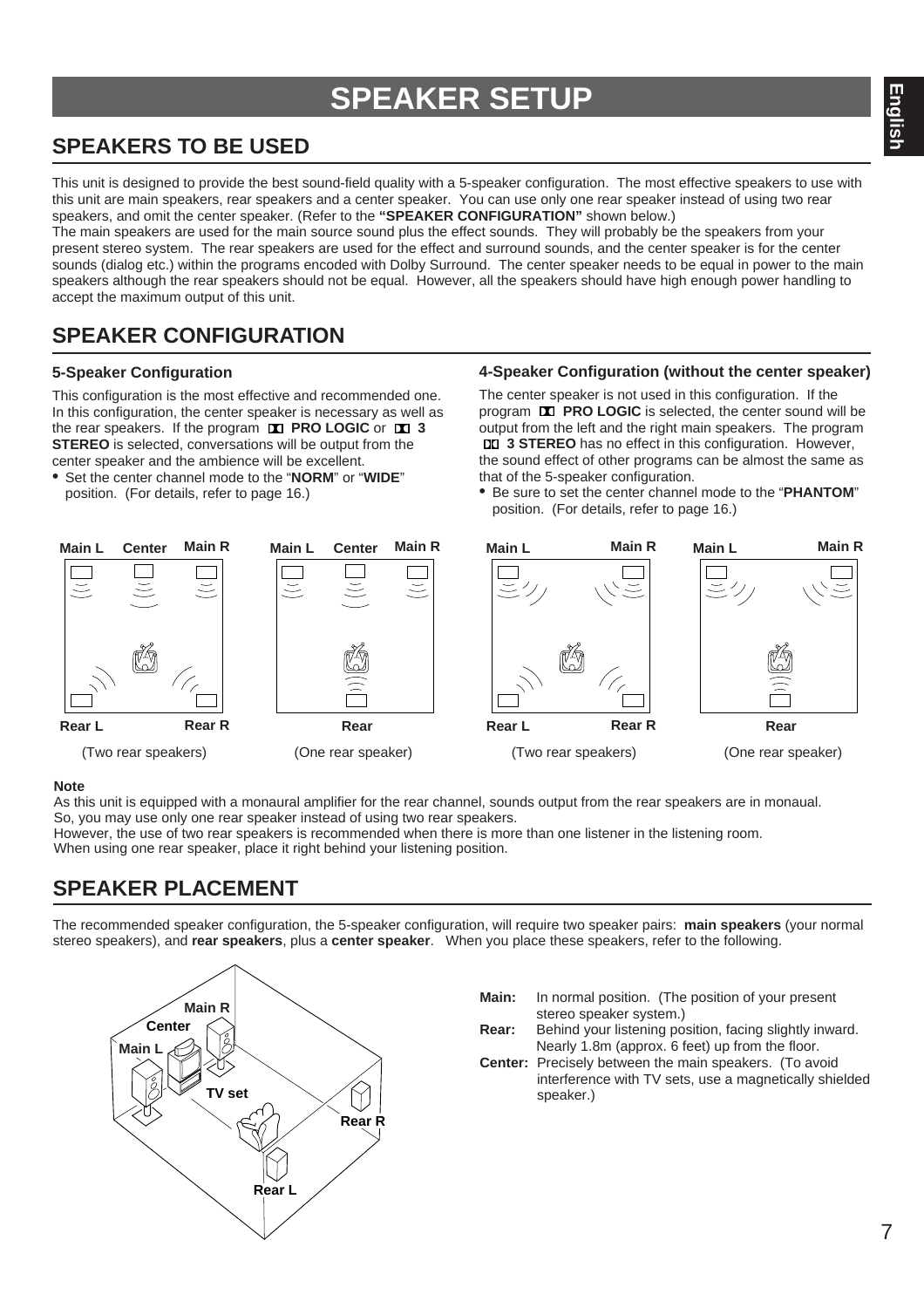# SPEAKER SETUP

## SPEAKERS TO BE USED

This unit is designed to provide the best sound-field quality with a 5-speaker configuration. The most effective speakers to use with this unit are main speakers, rear speakers and a center speaker. You can use only one rear speaker instead of using two rear speakers, and omit the center speaker. (Refer to the **"SPEAKER CONFIGURATION"** shown below.)

The main speakers are used for the main source sound plus the effect sounds. They will probably be the speakers from your present stereo system. The rear speakers are used for the effect and surround sounds, and the center speaker is for the center sounds (dialog etc.) within the programs encoded with Dolby Surround. The center speaker needs to be equal in power to the main speakers although the rear speakers should not be equal. However, all the speakers should have high enough power handling to accept the maximum output of this unit.

## SPEAKER CONFIGURATION

### 5-Speaker Configuration

This configuration is the most effective and recommended one. In this configuration, the center speaker is necessary as well as the rear speakers. If the program **PRO LOGIC** or **3 STEREO** is selected, conversations will be output from the center speaker and the ambience will be excellent.

- Set the center channel mode to the "**NORM**" or "**WIDE**" position. (For details, refer to page 16.)

Main L, Center, Main R, Rear L, Rear R
(Two rear speakers)

Main L, Center, Main R, Rear
(One rear speaker)

### 4-Speaker Configuration (without the center speaker)

The center speaker is not used in this configuration. If the program **PRO LOGIC** is selected, the center sound will be output from the left and the right main speakers. The program **3 STEREO** has no effect in this configuration. However, the sound effect of other programs can be almost the same as that of the 5-speaker configuration.

- Be sure to set the center channel mode to the "**PHANTOM**" position. (For details, refer to page 16.)

Main L, Main R, Rear L, Rear R
(Two rear speakers)

Main L, Main R, Rear
(One rear speaker)

**Note**

As this unit is equipped with a monaural amplifier for the rear channel, sounds output from the rear speakers are in monaual. So, you may use only one rear speaker instead of using two rear speakers.
However, the use of two rear speakers is recommended when there is more than one listener in the listening room.
When using one rear speaker, place it right behind your listening position.

## SPEAKER PLACEMENT

The recommended speaker configuration, the 5-speaker configuration, will require two speaker pairs: **main speakers** (your normal stereo speakers), and **rear speakers**, plus a **center speaker**. When you place these speakers, refer to the following.

Main R, Center, Main L, TV set, Rear R, Rear L

**Main:** In normal position. (The position of your present stereo speaker system.)
**Rear:** Behind your listening position, facing slightly inward. Nearly 1.8m (approx. 6 feet) up from the floor.
**Center:** Precisely between the main speakers. (To avoid interference with TV sets, use a magnetically shielded speaker.)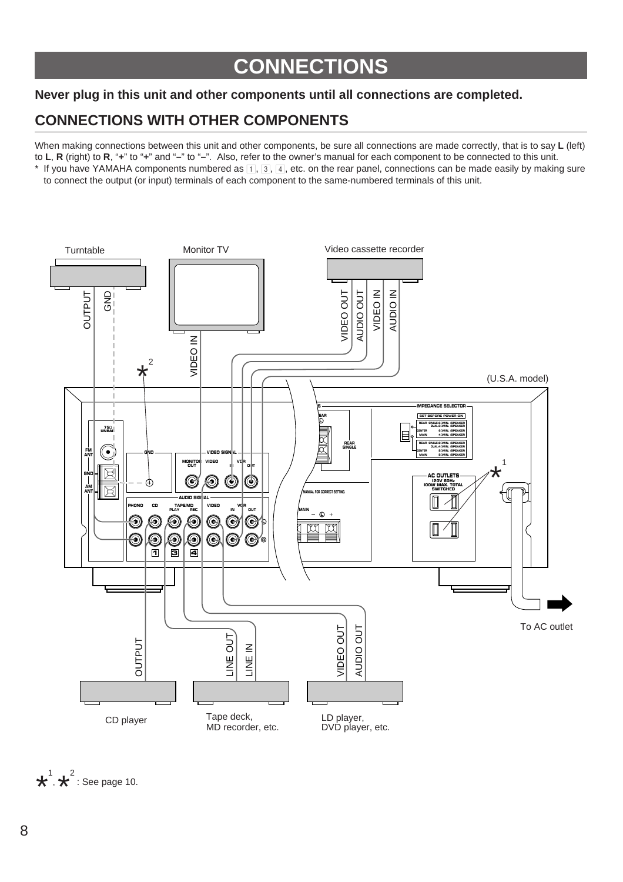# CONNECTIONS

**Never plug in this unit and other components until all connections are completed.**

## CONNECTIONS WITH OTHER COMPONENTS

When making connections between this unit and other components, be sure all connections are made correctly, that is to say **L** (left) to **L**, **R** (right) to **R**, "**+**" to "**+**" and "**–**" to "**–**". Also, refer to the owner's manual for each component to be connected to this unit.

* If you have YAMAHA components numbered as 1, 3, 4, etc. on the rear panel, connections can be made easily by making sure to connect the output (or input) terminals of each component to the same-numbered terminals of this unit.

Turntable — OUTPUT, GND

Monitor TV — VIDEO IN

Video cassette recorder — VIDEO OUT, AUDIO OUT, VIDEO IN, AUDIO IN

(U.S.A. model)

To AC outlet

CD player — OUTPUT

Tape deck, MD recorder, etc. — LINE OUT, LINE IN

LD player, DVD player, etc. — VIDEO OUT, AUDIO OUT

*1, *2 : See page 10.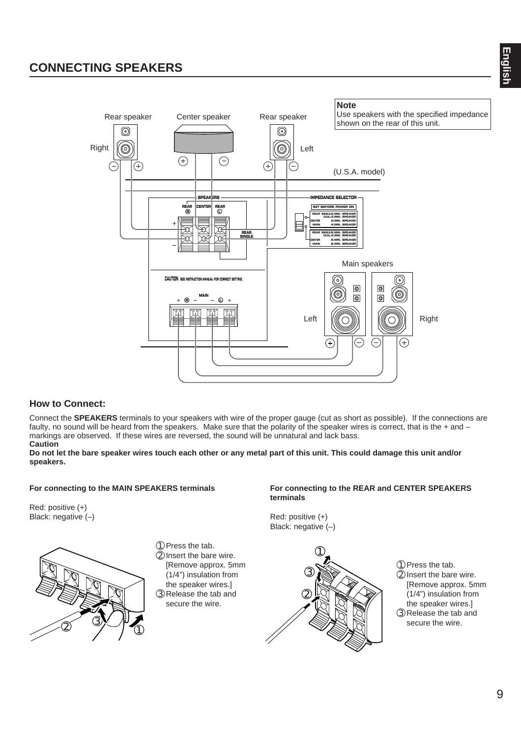## CONNECTING SPEAKERS

**Note**
Use speakers with the specified impedance shown on the rear of this unit.

### How to Connect:

Connect the **SPEAKERS** terminals to your speakers with wire of the proper gauge (cut as short as possible). If the connections are faulty, no sound will be heard from the speakers. Make sure that the polarity of the speaker wires is correct, that is the + and – markings are observed. If these wires are reversed, the sound will be unnatural and lack bass.

**Caution**

**Do not let the bare speaker wires touch each other or any metal part of this unit. This could damage this unit and/or speakers.**

#### For connecting to the MAIN SPEAKERS terminals

Red: positive (+)
Black: negative (–)

① Press the tab.
② Insert the bare wire. [Remove approx. 5mm (1/4") insulation from the speaker wires.]
③ Release the tab and secure the wire.

#### For connecting to the REAR and CENTER SPEAKERS terminals

Red: positive (+)
Black: negative (–)

① Press the tab.
② Insert the bare wire. [Remove approx. 5mm (1/4") insulation from the speaker wires.]
③ Release the tab and secure the wire.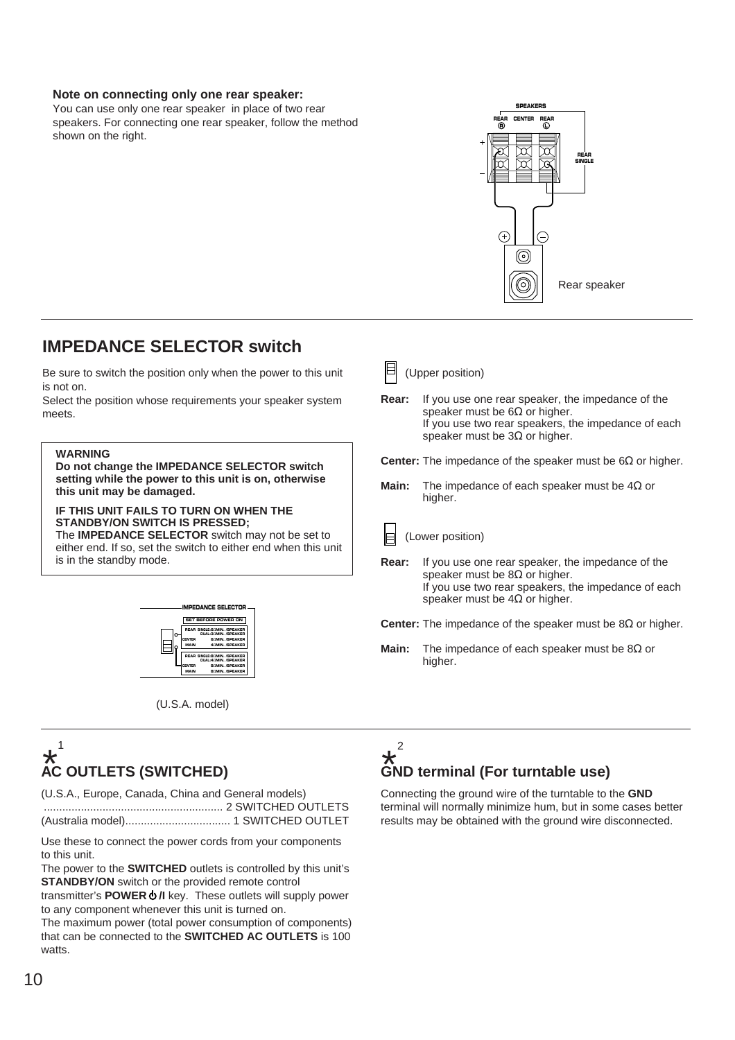**Note on connecting only one rear speaker:**
You can use only one rear speaker in place of two rear speakers. For connecting one rear speaker, follow the method shown on the right.

Rear speaker

## IMPEDANCE SELECTOR switch

Be sure to switch the position only when the power to this unit is not on.
Select the position whose requirements your speaker system meets.

> **WARNING**
> **Do not change the IMPEDANCE SELECTOR switch setting while the power to this unit is on, otherwise this unit may be damaged.**
>
> **IF THIS UNIT FAILS TO TURN ON WHEN THE STANDBY/ON SWITCH IS PRESSED;**
> The **IMPEDANCE SELECTOR** switch may not be set to either end. If so, set the switch to either end when this unit is in the standby mode.

(U.S.A. model)

(Upper position)

**Rear:** If you use one rear speaker, the impedance of the speaker must be 6Ω or higher.
If you use two rear speakers, the impedance of each speaker must be 3Ω or higher.

**Center:** The impedance of the speaker must be 6Ω or higher.

**Main:** The impedance of each speaker must be 4Ω or higher.

(Lower position)

**Rear:** If you use one rear speaker, the impedance of the speaker must be 8Ω or higher.
If you use two rear speakers, the impedance of each speaker must be 4Ω or higher.

**Center:** The impedance of the speaker must be 8Ω or higher.

**Main:** The impedance of each speaker must be 8Ω or higher.

## *1 AC OUTLETS (SWITCHED)

(U.S.A., Europe, Canada, China and General models) .......................................................... 2 SWITCHED OUTLETS
(Australia model).................................. 1 SWITCHED OUTLET

Use these to connect the power cords from your components to this unit.
The power to the **SWITCHED** outlets is controlled by this unit's **STANDBY/ON** switch or the provided remote control transmitter's **POWER ⏻/I** key. These outlets will supply power to any component whenever this unit is turned on.
The maximum power (total power consumption of components) that can be connected to the **SWITCHED AC OUTLETS** is 100 watts.

## *2 GND terminal (For turntable use)

Connecting the ground wire of the turntable to the **GND** terminal will normally minimize hum, but in some cases better results may be obtained with the ground wire disconnected.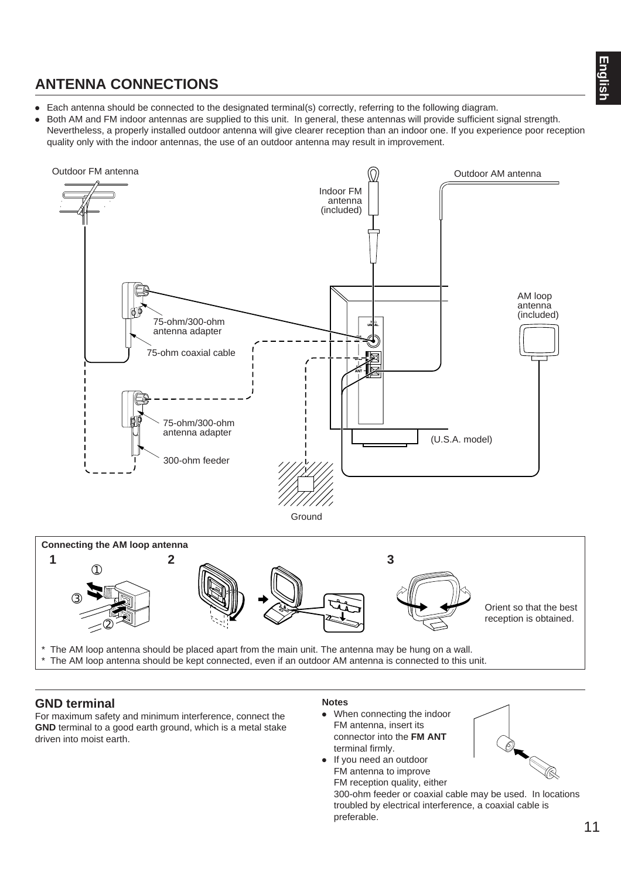## ANTENNA CONNECTIONS

- Each antenna should be connected to the designated terminal(s) correctly, referring to the following diagram.
- Both AM and FM indoor antennas are supplied to this unit. In general, these antennas will provide sufficient signal strength. Nevertheless, a properly installed outdoor antenna will give clearer reception than an indoor one. If you experience poor reception quality only with the indoor antennas, the use of an outdoor antenna may result in improvement.

Outdoor FM antenna

Indoor FM antenna (included)

Outdoor AM antenna

AM loop antenna (included)

75-ohm/300-ohm antenna adapter

75-ohm coaxial cable

75-ohm/300-ohm antenna adapter

300-ohm feeder

(U.S.A. model)

Ground

**Connecting the AM loop antenna**

**1** **2** **3**

Orient so that the best reception is obtained.

\* The AM loop antenna should be placed apart from the main unit. The antenna may be hung on a wall.
\* The AM loop antenna should be kept connected, even if an outdoor AM antenna is connected to this unit.

### GND terminal

For maximum safety and minimum interference, connect the **GND** terminal to a good earth ground, which is a metal stake driven into moist earth.

**Notes**

- When connecting the indoor FM antenna, insert its connector into the **FM ANT** terminal firmly.
- If you need an outdoor FM antenna to improve FM reception quality, either 300-ohm feeder or coaxial cable may be used. In locations troubled by electrical interference, a coaxial cable is preferable.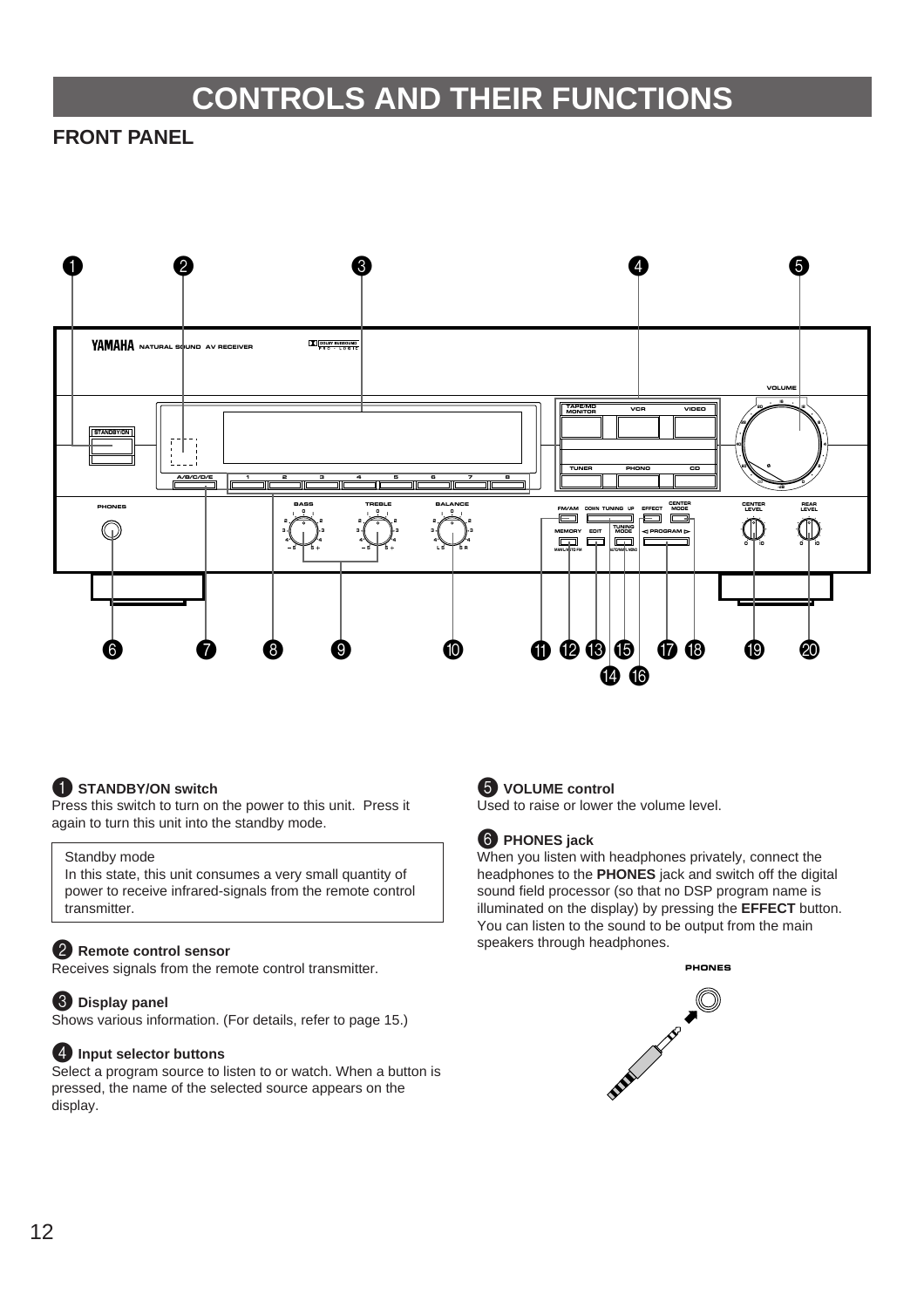# CONTROLS AND THEIR FUNCTIONS

## FRONT PANEL

### ❶ STANDBY/ON switch

Press this switch to turn on the power to this unit. Press it again to turn this unit into the standby mode.

> Standby mode
> In this state, this unit consumes a very small quantity of power to receive infrared-signals from the remote control transmitter.

### ❷ Remote control sensor

Receives signals from the remote control transmitter.

### ❸ Display panel

Shows various information. (For details, refer to page 15.)

### ❹ Input selector buttons

Select a program source to listen to or watch. When a button is pressed, the name of the selected source appears on the display.

### ❺ VOLUME control

Used to raise or lower the volume level.

### ❻ PHONES jack

When you listen with headphones privately, connect the headphones to the **PHONES** jack and switch off the digital sound field processor (so that no DSP program name is illuminated on the display) by pressing the **EFFECT** button. You can listen to the sound to be output from the main speakers through headphones.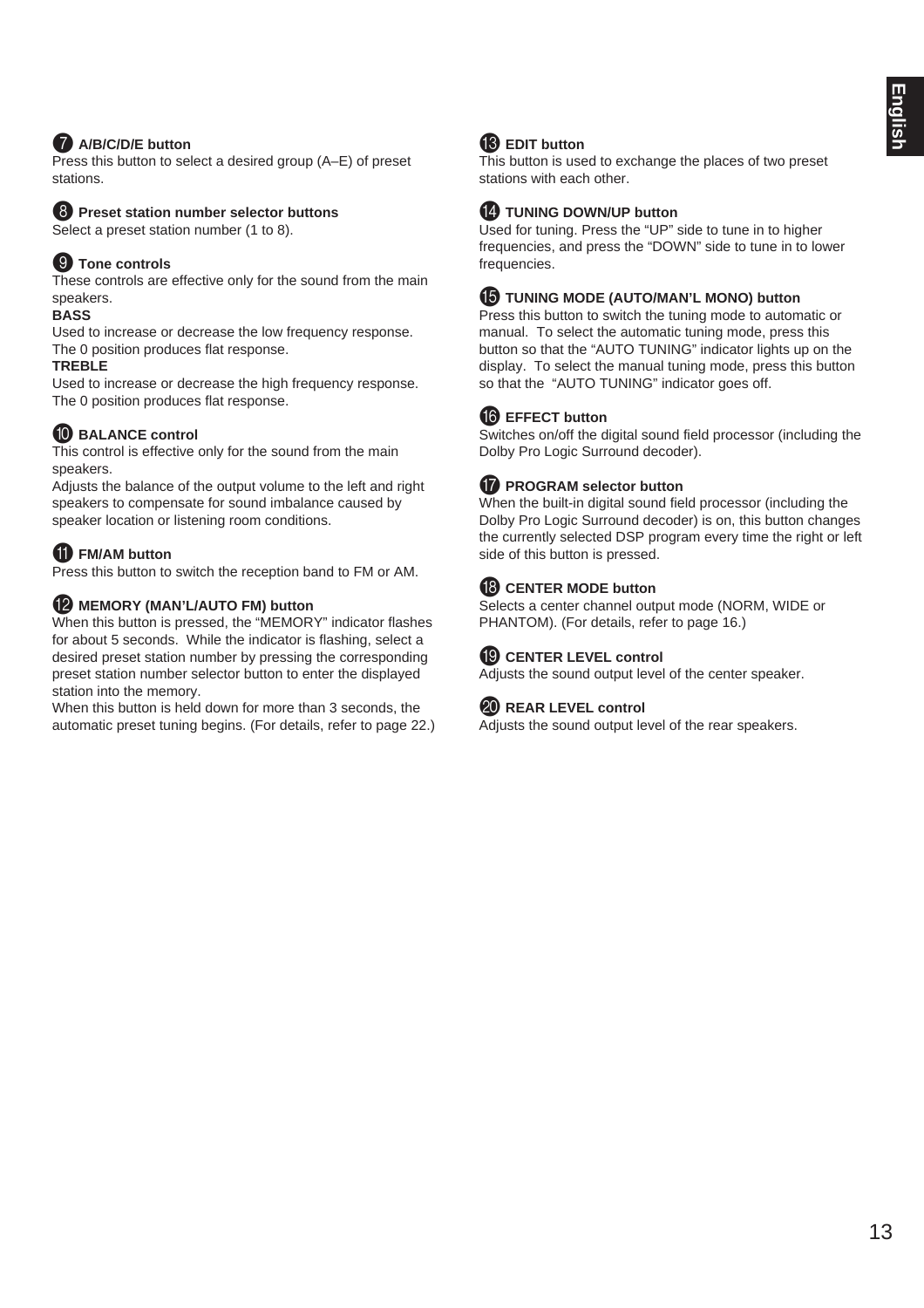### ❼ A/B/C/D/E button

Press this button to select a desired group (A–E) of preset stations.

### ❽ Preset station number selector buttons

Select a preset station number (1 to 8).

### ❾ Tone controls

These controls are effective only for the sound from the main speakers.

**BASS**

Used to increase or decrease the low frequency response. The 0 position produces flat response.

**TREBLE**

Used to increase or decrease the high frequency response. The 0 position produces flat response.

### ❿ BALANCE control

This control is effective only for the sound from the main speakers.

Adjusts the balance of the output volume to the left and right speakers to compensate for sound imbalance caused by speaker location or listening room conditions.

### ⓫ FM/AM button

Press this button to switch the reception band to FM or AM.

### ⓬ MEMORY (MAN'L/AUTO FM) button

When this button is pressed, the "MEMORY" indicator flashes for about 5 seconds. While the indicator is flashing, select a desired preset station number by pressing the corresponding preset station number selector button to enter the displayed station into the memory.

When this button is held down for more than 3 seconds, the automatic preset tuning begins. (For details, refer to page 22.)

### ⓭ EDIT button

This button is used to exchange the places of two preset stations with each other.

### ⓮ TUNING DOWN/UP button

Used for tuning. Press the "UP" side to tune in to higher frequencies, and press the "DOWN" side to tune in to lower frequencies.

### ⓯ TUNING MODE (AUTO/MAN'L MONO) button

Press this button to switch the tuning mode to automatic or manual. To select the automatic tuning mode, press this button so that the "AUTO TUNING" indicator lights up on the display. To select the manual tuning mode, press this button so that the "AUTO TUNING" indicator goes off.

### ⓰ EFFECT button

Switches on/off the digital sound field processor (including the Dolby Pro Logic Surround decoder).

### ⓱ PROGRAM selector button

When the built-in digital sound field processor (including the Dolby Pro Logic Surround decoder) is on, this button changes the currently selected DSP program every time the right or left side of this button is pressed.

### ⓲ CENTER MODE button

Selects a center channel output mode (NORM, WIDE or PHANTOM). (For details, refer to page 16.)

### ⓳ CENTER LEVEL control

Adjusts the sound output level of the center speaker.

### ⓴ REAR LEVEL control

Adjusts the sound output level of the rear speakers.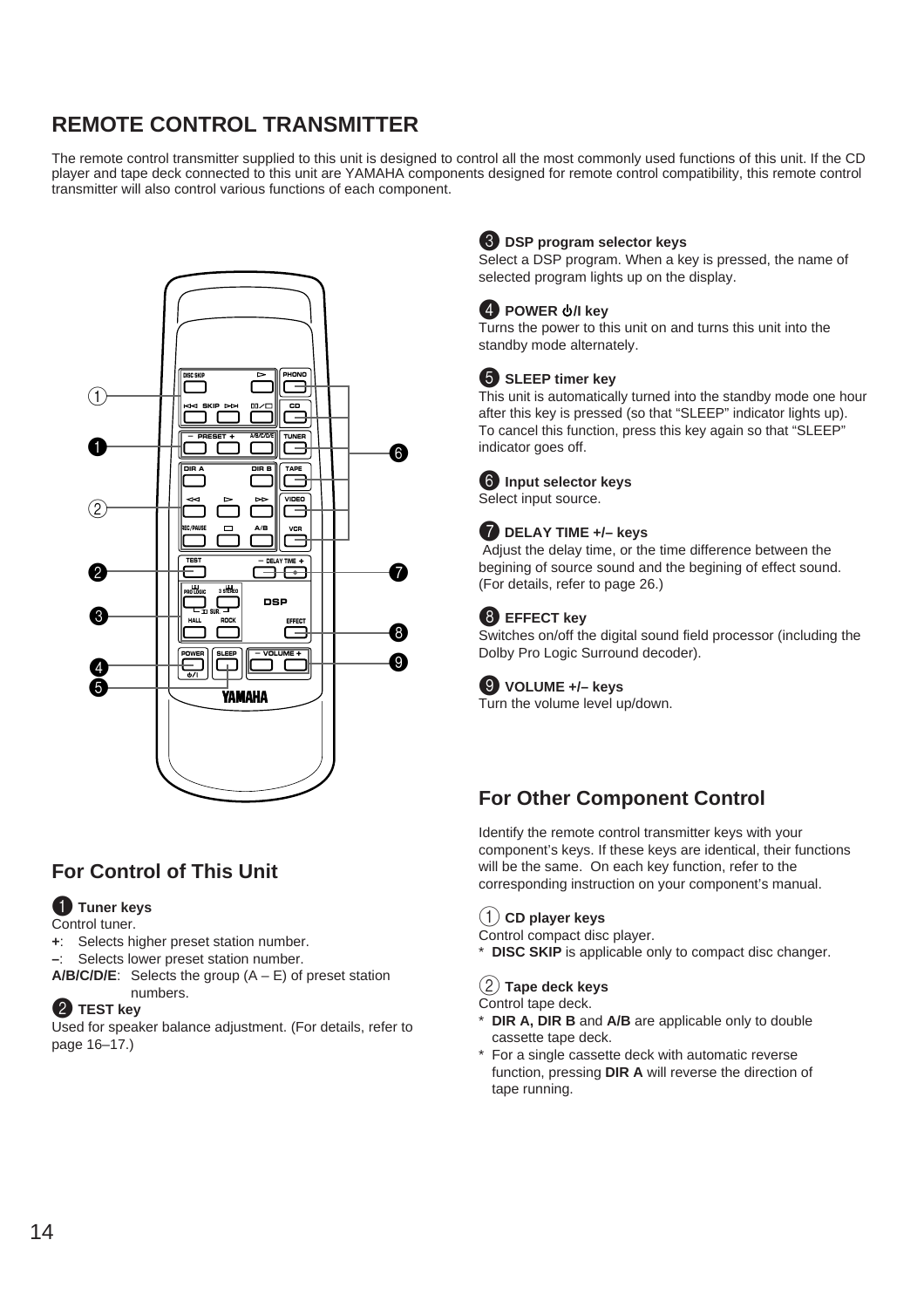## REMOTE CONTROL TRANSMITTER

The remote control transmitter supplied to this unit is designed to control all the most commonly used functions of this unit. If the CD player and tape deck connected to this unit are YAMAHA components designed for remote control compatibility, this remote control transmitter will also control various functions of each component.

### For Control of This Unit

**❶ Tuner keys**
Control tuner.
**+**: Selects higher preset station number.
**–**: Selects lower preset station number.
**A/B/C/D/E**: Selects the group (A – E) of preset station numbers.

**❷ TEST key**
Used for speaker balance adjustment. (For details, refer to page 16–17.)

**❸ DSP program selector keys**
Select a DSP program. When a key is pressed, the name of selected program lights up on the display.

**❹ POWER ⏻/I key**
Turns the power to this unit on and turns this unit into the standby mode alternately.

**❺ SLEEP timer key**
This unit is automatically turned into the standby mode one hour after this key is pressed (so that “SLEEP” indicator lights up). To cancel this function, press this key again so that “SLEEP” indicator goes off.

**❻ Input selector keys**
Select input source.

**❼ DELAY TIME +/– keys**
Adjust the delay time, or the time difference between the begining of source sound and the begining of effect sound. (For details, refer to page 26.)

**❽ EFFECT key**
Switches on/off the digital sound field processor (including the Dolby Pro Logic Surround decoder).

**❾ VOLUME +/– keys**
Turn the volume level up/down.

### For Other Component Control

Identify the remote control transmitter keys with your component’s keys. If these keys are identical, their functions will be the same. On each key function, refer to the corresponding instruction on your component’s manual.

**① CD player keys**
Control compact disc player.
* **DISC SKIP** is applicable only to compact disc changer.

**② Tape deck keys**
Control tape deck.
* **DIR A, DIR B** and **A/B** are applicable only to double cassette tape deck.
* For a single cassette deck with automatic reverse function, pressing **DIR A** will reverse the direction of tape running.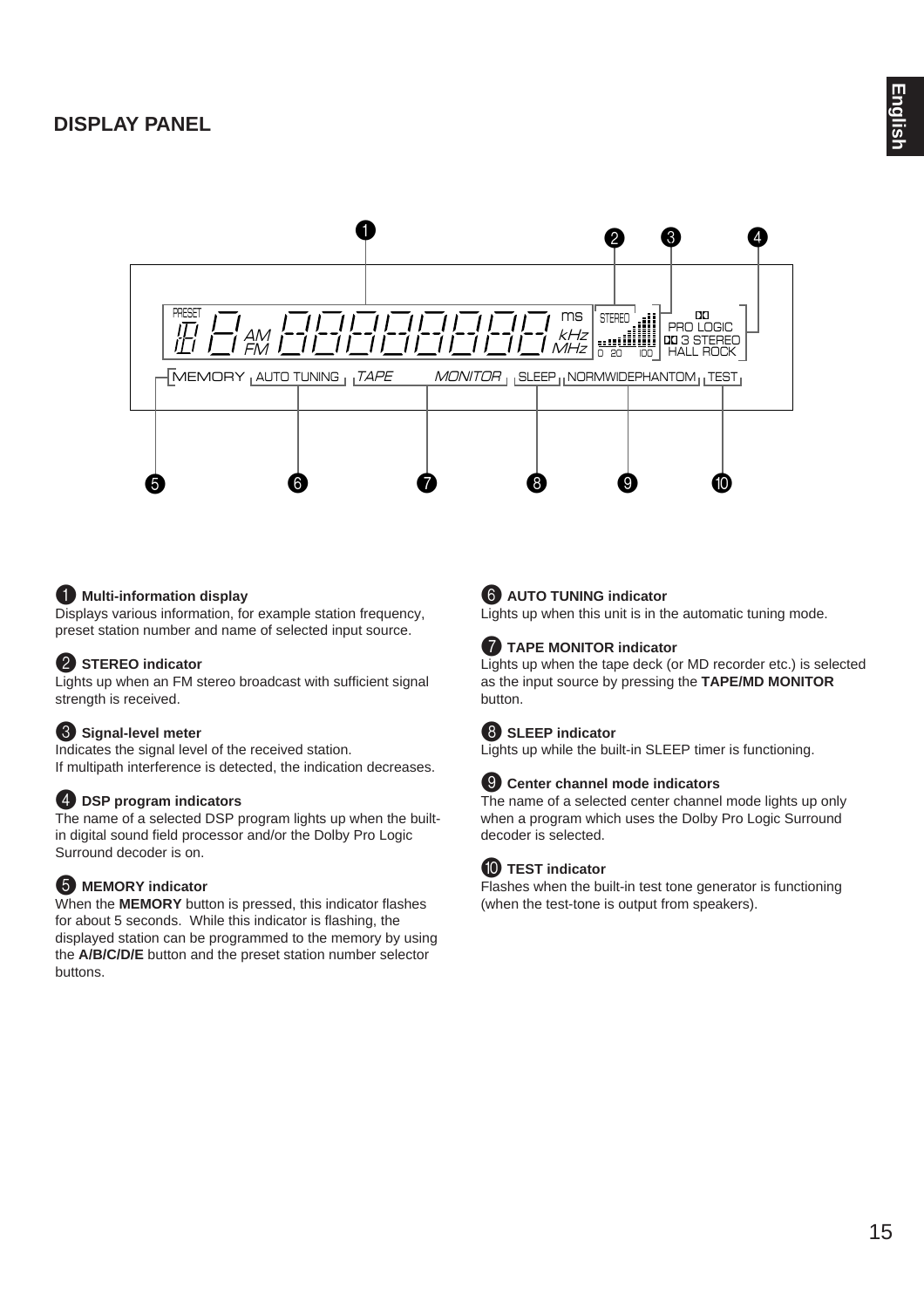## DISPLAY PANEL

❶ **Multi-information display**
Displays various information, for example station frequency, preset station number and name of selected input source.

❷ **STEREO indicator**
Lights up when an FM stereo broadcast with sufficient signal strength is received.

❸ **Signal-level meter**
Indicates the signal level of the received station.
If multipath interference is detected, the indication decreases.

❹ **DSP program indicators**
The name of a selected DSP program lights up when the built-in digital sound field processor and/or the Dolby Pro Logic Surround decoder is on.

❺ **MEMORY indicator**
When the **MEMORY** button is pressed, this indicator flashes for about 5 seconds. While this indicator is flashing, the displayed station can be programmed to the memory by using the **A/B/C/D/E** button and the preset station number selector buttons.

❻ **AUTO TUNING indicator**
Lights up when this unit is in the automatic tuning mode.

❼ **TAPE MONITOR indicator**
Lights up when the tape deck (or MD recorder etc.) is selected as the input source by pressing the **TAPE/MD MONITOR** button.

❽ **SLEEP indicator**
Lights up while the built-in SLEEP timer is functioning.

❾ **Center channel mode indicators**
The name of a selected center channel mode lights up only when a program which uses the Dolby Pro Logic Surround decoder is selected.

❿ **TEST indicator**
Flashes when the built-in test tone generator is functioning (when the test-tone is output from speakers).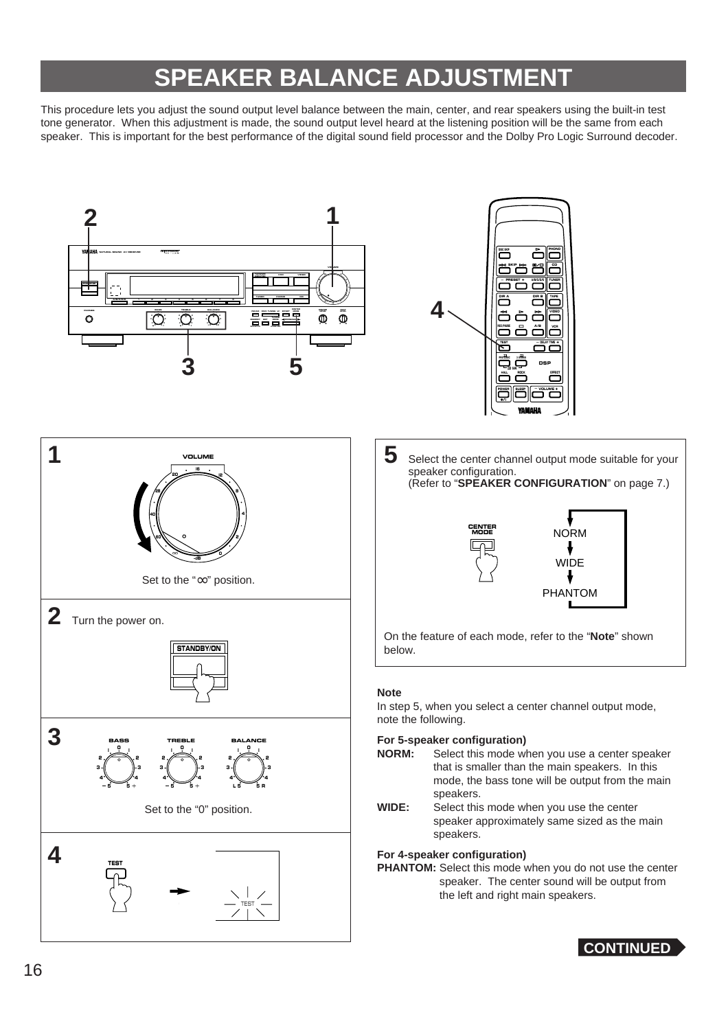# SPEAKER BALANCE ADJUSTMENT

This procedure lets you adjust the sound output level balance between the main, center, and rear speakers using the built-in test tone generator. When this adjustment is made, the sound output level heard at the listening position will be the same from each speaker. This is important for the best performance of the digital sound field processor and the Dolby Pro Logic Surround decoder.

**1**

Set to the "∞" position.

**2** Turn the power on.

**3**

Set to the "0" position.

**4**

**5** Select the center channel output mode suitable for your speaker configuration. (Refer to "**SPEAKER CONFIGURATION**" on page 7.)

NORM → WIDE → PHANTOM

On the feature of each mode, refer to the "**Note**" shown below.

**Note**

In step 5, when you select a center channel output mode, note the following.

**For 5-speaker configuration)**

**NORM:** Select this mode when you use a center speaker that is smaller than the main speakers. In this mode, the bass tone will be output from the main speakers.

**WIDE:** Select this mode when you use the center speaker approximately same sized as the main speakers.

**For 4-speaker configuration)**

**PHANTOM:** Select this mode when you do not use the center speaker. The center sound will be output from the left and right main speakers.

**CONTINUED**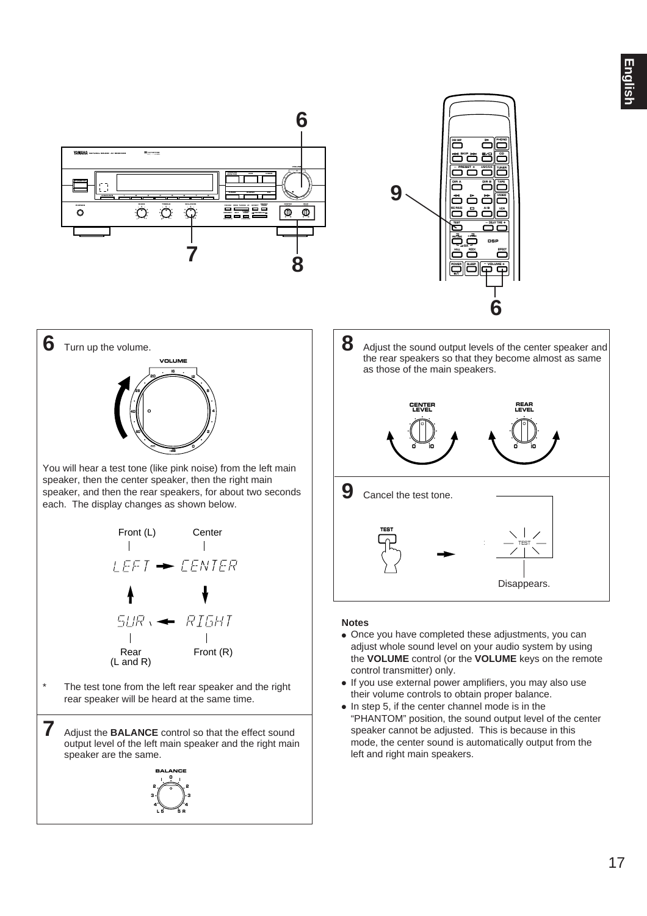## 6 Turn up the volume.

You will hear a test tone (like pink noise) from the left main speaker, then the center speaker, then the right main speaker, and then the rear speakers, for about two seconds each. The display changes as shown below.

Front (L) — LEFT → CENTER — Center

Rear (L and R) — SUR ← RIGHT — Front (R)

\* The test tone from the left rear speaker and the right rear speaker will be heard at the same time.

## 7 Adjust the **BALANCE** control so that the effect sound output level of the left main speaker and the right main speaker are the same.

## 8 Adjust the sound output levels of the center speaker and the rear speakers so that they become almost as same as those of the main speakers.

## 9 Cancel the test tone.

Disappears.

### Notes

- Once you have completed these adjustments, you can adjust whole sound level on your audio system by using the **VOLUME** control (or the **VOLUME** keys on the remote control transmitter) only.
- If you use external power amplifiers, you may also use their volume controls to obtain proper balance.
- In step 5, if the center channel mode is in the "PHANTOM" position, the sound output level of the center speaker cannot be adjusted. This is because in this mode, the center sound is automatically output from the left and right main speakers.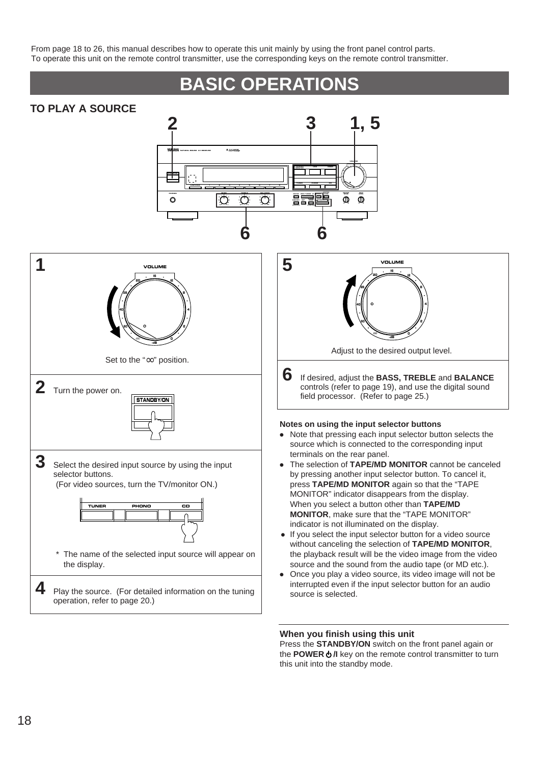From page 18 to 26, this manual describes how to operate this unit mainly by using the front panel control parts.
To operate this unit on the remote control transmitter, use the corresponding keys on the remote control transmitter.

# BASIC OPERATIONS

## TO PLAY A SOURCE

**1** Set to the "∞" position.

**2** Turn the power on.

**3** Select the desired input source by using the input selector buttons.
(For video sources, turn the TV/monitor ON.)

\* The name of the selected input source will appear on the display.

**4** Play the source. (For detailed information on the tuning operation, refer to page 20.)

**5** Adjust to the desired output level.

**6** If desired, adjust the **BASS, TREBLE** and **BALANCE** controls (refer to page 19), and use the digital sound field processor. (Refer to page 25.)

### Notes on using the input selector buttons

- Note that pressing each input selector button selects the source which is connected to the corresponding input terminals on the rear panel.
- The selection of **TAPE/MD MONITOR** cannot be canceled by pressing another input selector button. To cancel it, press **TAPE/MD MONITOR** again so that the "TAPE MONITOR" indicator disappears from the display. When you select a button other than **TAPE/MD MONITOR**, make sure that the "TAPE MONITOR" indicator is not illuminated on the display.
- If you select the input selector button for a video source without canceling the selection of **TAPE/MD MONITOR**, the playback result will be the video image from the video source and the sound from the audio tape (or MD etc.).
- Once you play a video source, its video image will not be interrupted even if the input selector button for an audio source is selected.

### When you finish using this unit

Press the **STANDBY/ON** switch on the front panel again or the **POWER ⏻/I** key on the remote control transmitter to turn this unit into the standby mode.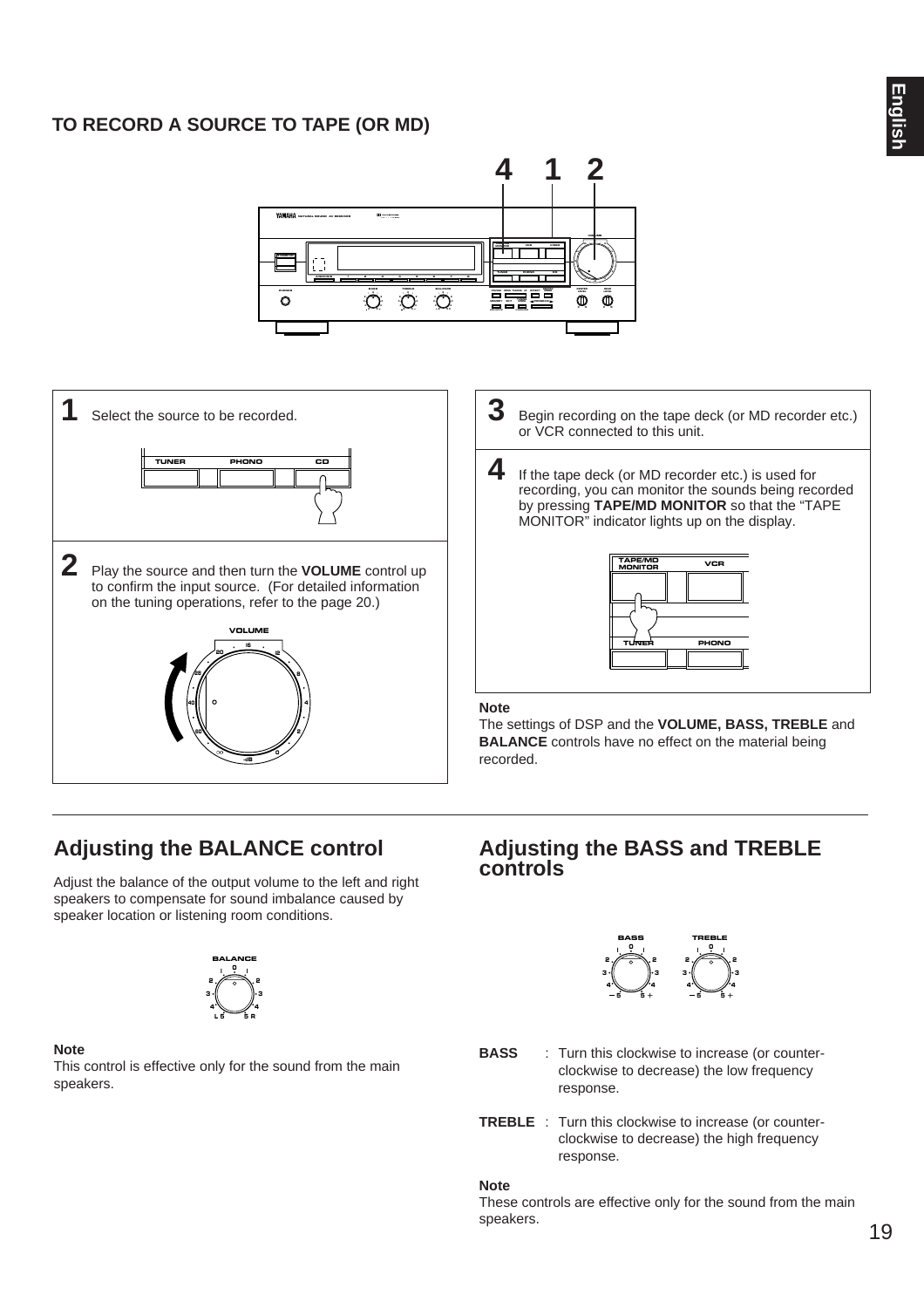## TO RECORD A SOURCE TO TAPE (OR MD)

**1** Select the source to be recorded.

**2** Play the source and then turn the **VOLUME** control up to confirm the input source. (For detailed information on the tuning operations, refer to the page 20.)

**3** Begin recording on the tape deck (or MD recorder etc.) or VCR connected to this unit.

**4** If the tape deck (or MD recorder etc.) is used for recording, you can monitor the sounds being recorded by pressing **TAPE/MD MONITOR** so that the "TAPE MONITOR" indicator lights up on the display.

**Note**

The settings of DSP and the **VOLUME, BASS, TREBLE** and **BALANCE** controls have no effect on the material being recorded.

## Adjusting the BALANCE control

Adjust the balance of the output volume to the left and right speakers to compensate for sound imbalance caused by speaker location or listening room conditions.

**Note**

This control is effective only for the sound from the main speakers.

## Adjusting the BASS and TREBLE controls

**BASS** : Turn this clockwise to increase (or counter-clockwise to decrease) the low frequency response.

**TREBLE** : Turn this clockwise to increase (or counter-clockwise to decrease) the high frequency response.

**Note**

These controls are effective only for the sound from the main speakers.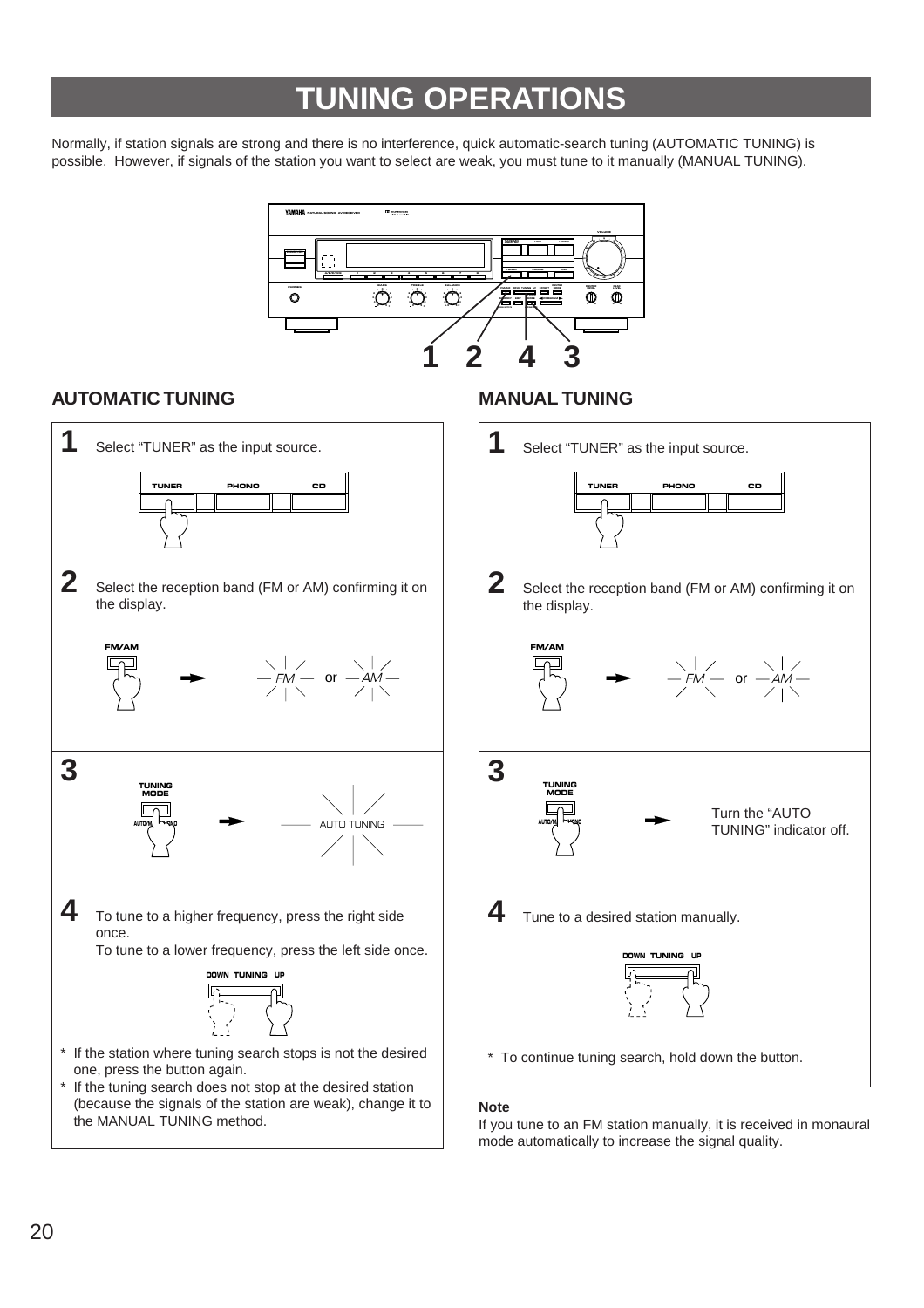# TUNING OPERATIONS

Normally, if station signals are strong and there is no interference, quick automatic-search tuning (AUTOMATIC TUNING) is possible. However, if signals of the station you want to select are weak, you must tune to it manually (MANUAL TUNING).

1 2 4 3

## AUTOMATIC TUNING

**1** Select “TUNER” as the input source.

TUNER PHONO CD

**2** Select the reception band (FM or AM) confirming it on the display.

FM/AM → FM or AM

**3**

TUNING MODE AUTO/MONO → AUTO TUNING

**4** To tune to a higher frequency, press the right side once.
To tune to a lower frequency, press the left side once.

DOWN TUNING UP

- * If the station where tuning search stops is not the desired one, press the button again.
- * If the tuning search does not stop at the desired station (because the signals of the station are weak), change it to the MANUAL TUNING method.

## MANUAL TUNING

**1** Select “TUNER” as the input source.

TUNER PHONO CD

**2** Select the reception band (FM or AM) confirming it on the display.

FM/AM → FM or AM

**3**

TUNING MODE AUTO/MONO → Turn the “AUTO TUNING” indicator off.

**4** Tune to a desired station manually.

DOWN TUNING UP

- * To continue tuning search, hold down the button.

**Note**

If you tune to an FM station manually, it is received in monaural mode automatically to increase the signal quality.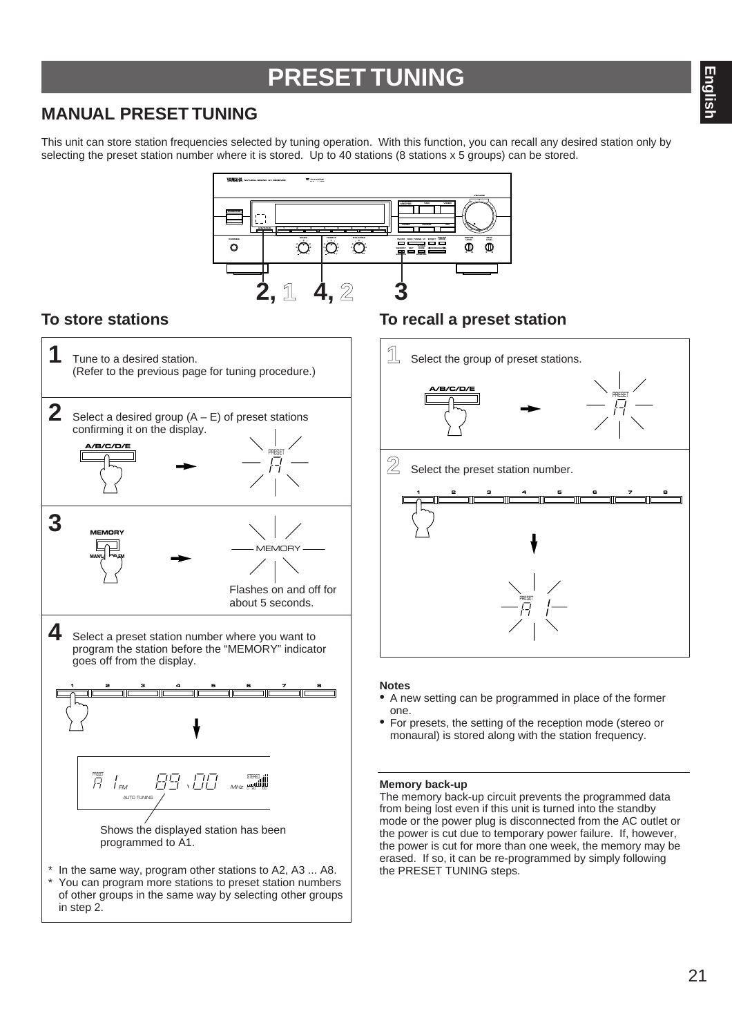# PRESET TUNING

## MANUAL PRESET TUNING

This unit can store station frequencies selected by tuning operation. With this function, you can recall any desired station only by selecting the preset station number where it is stored. Up to 40 stations (8 stations x 5 groups) can be stored.

### To store stations

**1** Tune to a desired station.
(Refer to the previous page for tuning procedure.)

**2** Select a desired group (A – E) of preset stations confirming it on the display.

**3** MEMORY

Flashes on and off for about 5 seconds.

**4** Select a preset station number where you want to program the station before the "MEMORY" indicator goes off from the display.

Shows the displayed station has been programmed to A1.

* In the same way, program other stations to A2, A3 ... A8.
* You can program more stations to preset station numbers of other groups in the same way by selecting other groups in step 2.

### To recall a preset station

**1** Select the group of preset stations.

**2** Select the preset station number.

**Notes**

- A new setting can be programmed in place of the former one.
- For presets, the setting of the reception mode (stereo or monaural) is stored along with the station frequency.

**Memory back-up**

The memory back-up circuit prevents the programmed data from being lost even if this unit is turned into the standby mode or the power plug is disconnected from the AC outlet or the power is cut due to temporary power failure. If, however, the power is cut for more than one week, the memory may be erased. If so, it can be re-programmed by simply following the PRESET TUNING steps.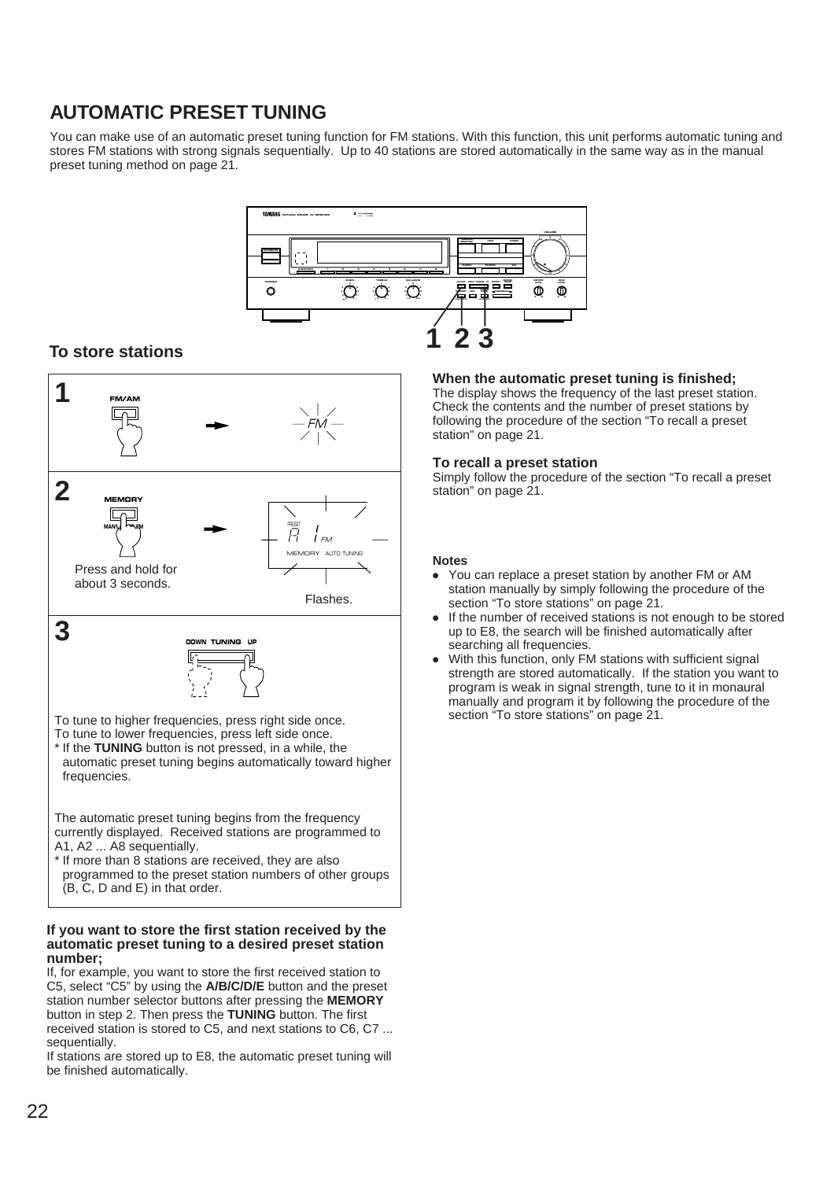# AUTOMATIC PRESET TUNING

You can make use of an automatic preset tuning function for FM stations. With this function, this unit performs automatic tuning and stores FM stations with strong signals sequentially. Up to 40 stations are stored automatically in the same way as in the manual preset tuning method on page 21.

## To store stations

**1**

FM/AM → FM

**2**

MEMORY

Press and hold for about 3 seconds.

PRESET A 1 FM MEMORY AUTO TUNING

Flashes.

**3**

DOWN TUNING UP

To tune to higher frequencies, press right side once.
To tune to lower frequencies, press left side once.
* If the **TUNING** button is not pressed, in a while, the automatic preset tuning begins automatically toward higher frequencies.

The automatic preset tuning begins from the frequency currently displayed. Received stations are programmed to A1, A2 ... A8 sequentially.
* If more than 8 stations are received, they are also programmed to the preset station numbers of other groups (B, C, D and E) in that order.

#### If you want to store the first station received by the automatic preset tuning to a desired preset station number;

If, for example, you want to store the first received station to C5, select "C5" by using the **A/B/C/D/E** button and the preset station number selector buttons after pressing the **MEMORY** button in step 2. Then press the **TUNING** button. The first received station is stored to C5, and next stations to C6, C7 ... sequentially.
If stations are stored up to E8, the automatic preset tuning will be finished automatically.

#### When the automatic preset tuning is finished;

The display shows the frequency of the last preset station. Check the contents and the number of preset stations by following the procedure of the section "To recall a preset station" on page 21.

#### To recall a preset station

Simply follow the procedure of the section "To recall a preset station" on page 21.

#### Notes

- You can replace a preset station by another FM or AM station manually by simply following the procedure of the section "To store stations" on page 21.
- If the number of received stations is not enough to be stored up to E8, the search will be finished automatically after searching all frequencies.
- With this function, only FM stations with sufficient signal strength are stored automatically. If the station you want to program is weak in signal strength, tune to it in monaural manually and program it by following the procedure of the section "To store stations" on page 21.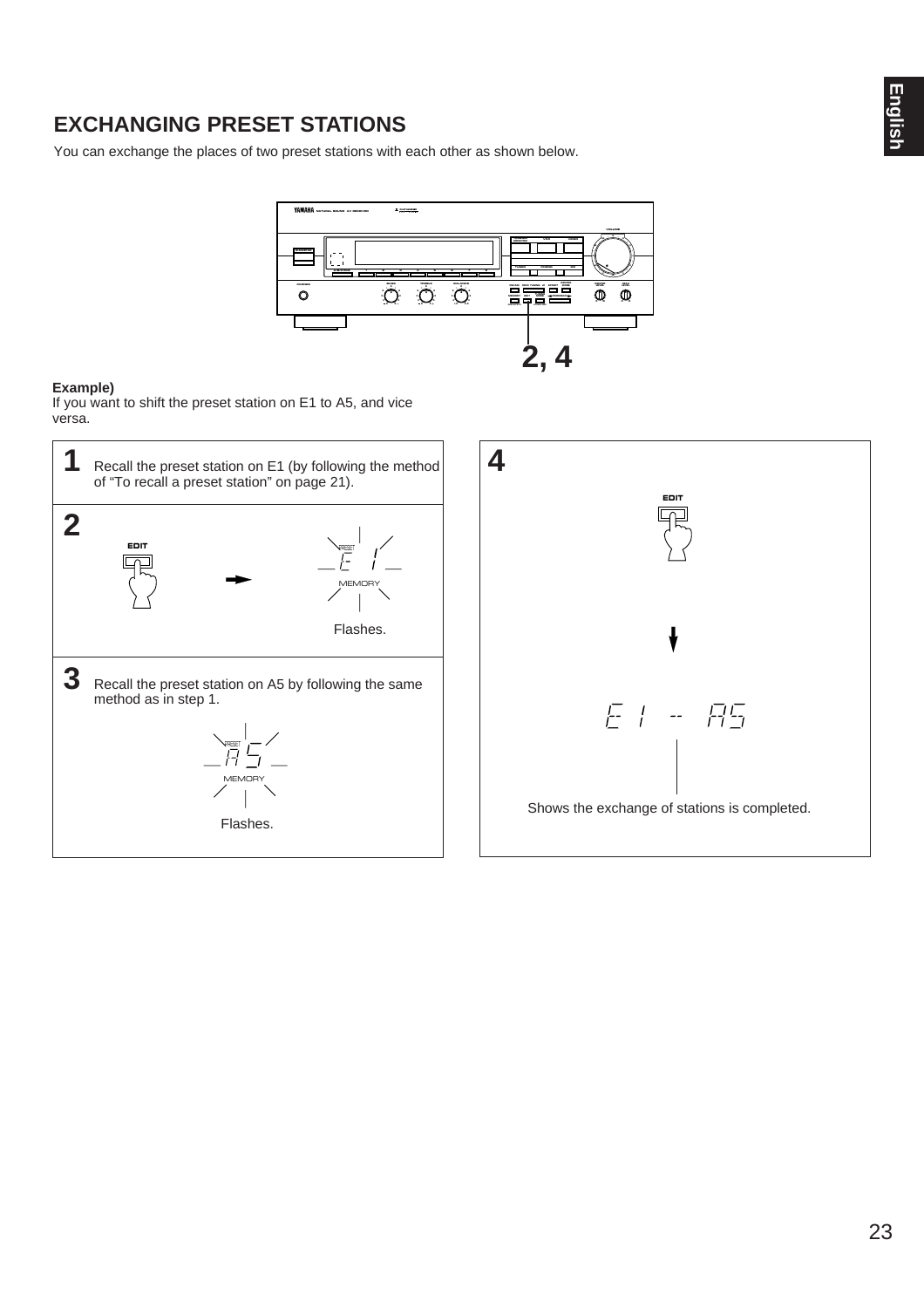## EXCHANGING PRESET STATIONS

You can exchange the places of two preset stations with each other as shown below.

2, 4

**Example)**
If you want to shift the preset station on E1 to A5, and vice versa.

**1** Recall the preset station on E1 (by following the method of “To recall a preset station” on page 21).

**2**

EDIT

PRESET E 1 MEMORY

Flashes.

**3** Recall the preset station on A5 by following the same method as in step 1.

PRESET A 5 MEMORY

Flashes.

**4**

EDIT

E 1 -- A5

Shows the exchange of stations is completed.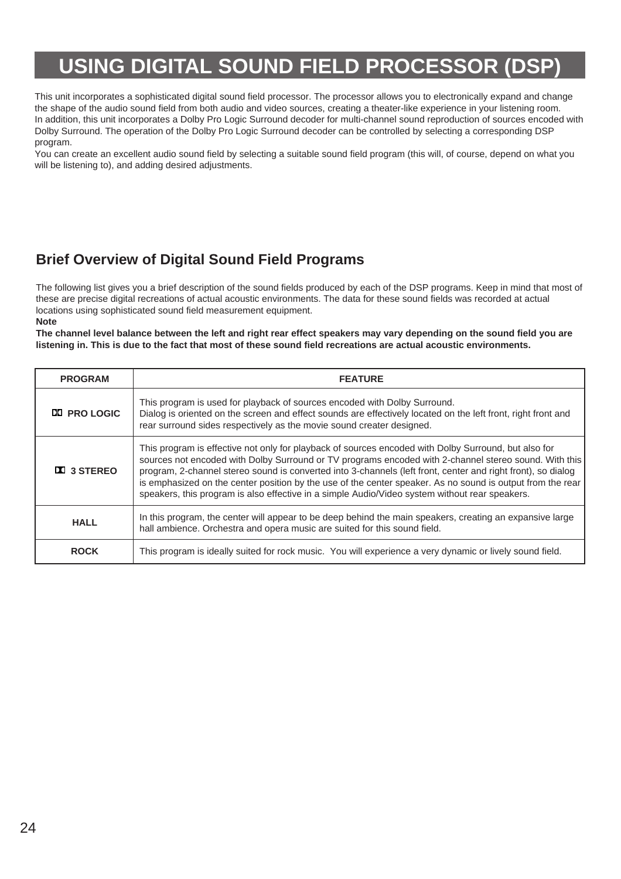# USING DIGITAL SOUND FIELD PROCESSOR (DSP)

This unit incorporates a sophisticated digital sound field processor. The processor allows you to electronically expand and change the shape of the audio sound field from both audio and video sources, creating a theater-like experience in your listening room.
In addition, this unit incorporates a Dolby Pro Logic Surround decoder for multi-channel sound reproduction of sources encoded with Dolby Surround. The operation of the Dolby Pro Logic Surround decoder can be controlled by selecting a corresponding DSP program.
You can create an excellent audio sound field by selecting a suitable sound field program (this will, of course, depend on what you will be listening to), and adding desired adjustments.

## Brief Overview of Digital Sound Field Programs

The following list gives you a brief description of the sound fields produced by each of the DSP programs. Keep in mind that most of these are precise digital recreations of actual acoustic environments. The data for these sound fields was recorded at actual locations using sophisticated sound field measurement equipment.

**Note**

**The channel level balance between the left and right rear effect speakers may vary depending on the sound field you are listening in. This is due to the fact that most of these sound field recreations are actual acoustic environments.**

| PROGRAM | FEATURE |
|---|---|
| **DD PRO LOGIC** | This program is used for playback of sources encoded with Dolby Surround.<br>Dialog is oriented on the screen and effect sounds are effectively located on the left front, right front and rear surround sides respectively as the movie sound creater designed. |
| **DD 3 STEREO** | This program is effective not only for playback of sources encoded with Dolby Surround, but also for sources not encoded with Dolby Surround or TV programs encoded with 2-channel stereo sound. With this program, 2-channel stereo sound is converted into 3-channels (left front, center and right front), so dialog is emphasized on the center position by the use of the center speaker. As no sound is output from the rear speakers, this program is also effective in a simple Audio/Video system without rear speakers. |
| **HALL** | In this program, the center will appear to be deep behind the main speakers, creating an expansive large hall ambience. Orchestra and opera music are suited for this sound field. |
| **ROCK** | This program is ideally suited for rock music. You will experience a very dynamic or lively sound field. |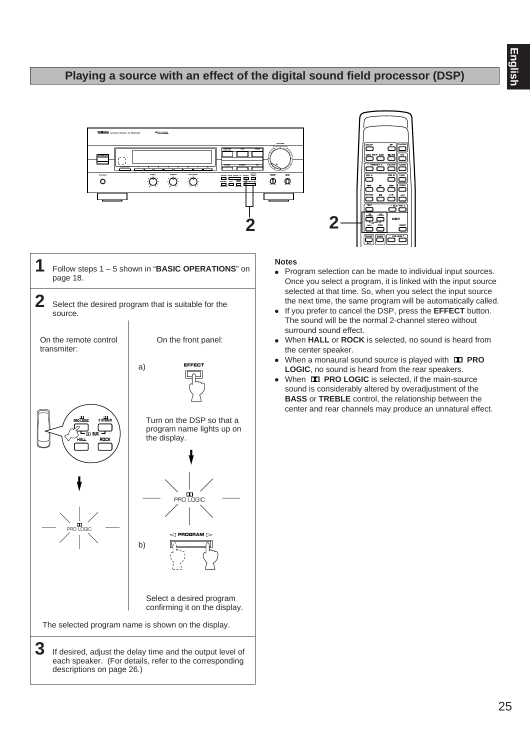## Playing a source with an effect of the digital sound field processor (DSP)

**1** Follow steps 1 – 5 shown in "**BASIC OPERATIONS**" on page 18.

**2** Select the desired program that is suitable for the source.

On the remote control transmiter:

On the front panel:

a) Turn on the DSP so that a program name lights up on the display.

b) Select a desired program confirming it on the display.

The selected program name is shown on the display.

**3** If desired, adjust the delay time and the output level of each speaker. (For details, refer to the corresponding descriptions on page 26.)

**Notes**

- Program selection can be made to individual input sources. Once you select a program, it is linked with the input source selected at that time. So, when you select the input source the next time, the same program will be automatically called.
- If you prefer to cancel the DSP, press the **EFFECT** button. The sound will be the normal 2-channel stereo without surround sound effect.
- When **HALL** or **ROCK** is selected, no sound is heard from the center speaker.
- When a monaural sound source is played with **PRO LOGIC**, no sound is heard from the rear speakers.
- When **PRO LOGIC** is selected, if the main-source sound is considerably altered by overadjustment of the **BASS** or **TREBLE** control, the relationship between the center and rear channels may produce an unnatural effect.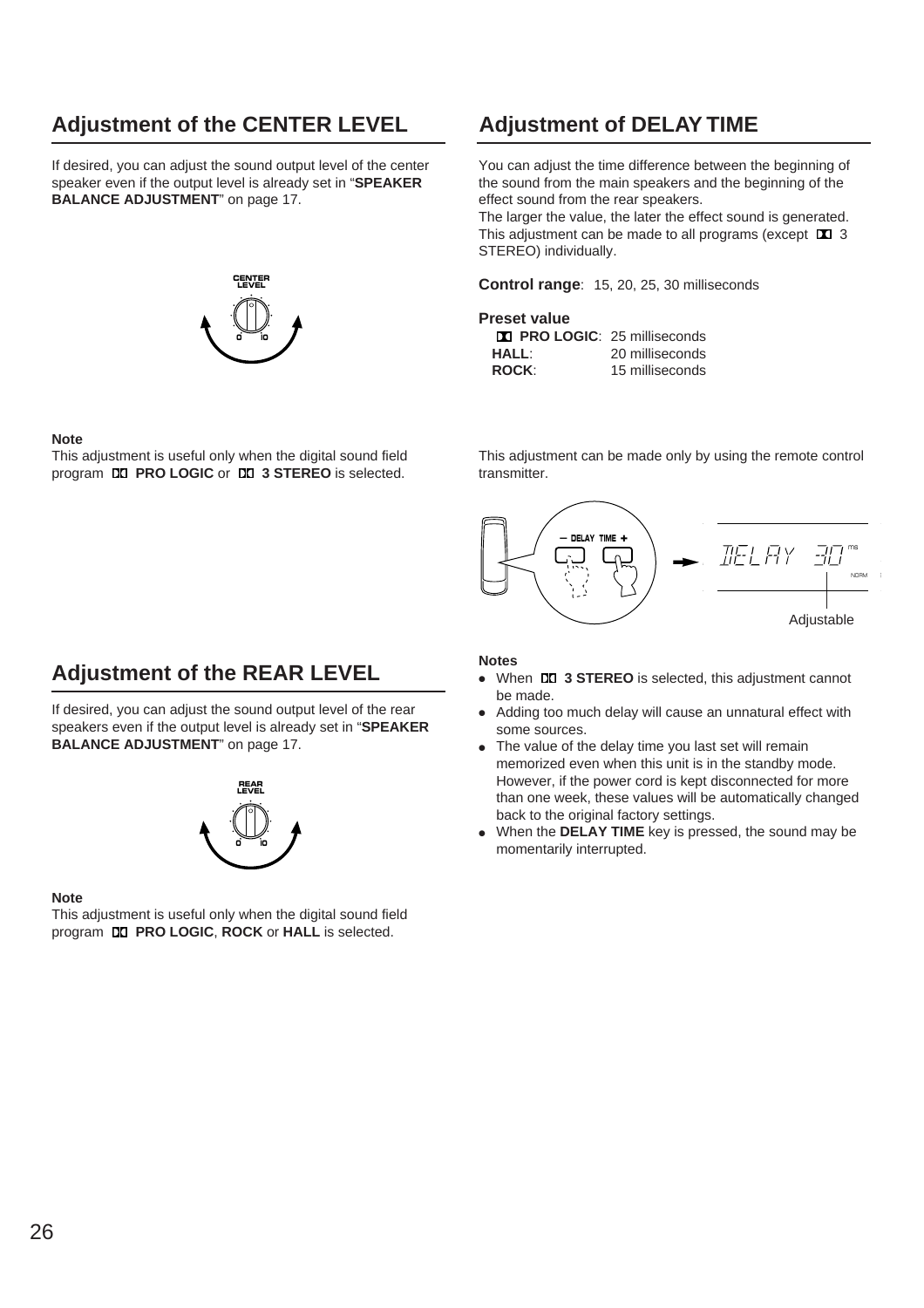## Adjustment of the CENTER LEVEL

If desired, you can adjust the sound output level of the center speaker even if the output level is already set in "**SPEAKER BALANCE ADJUSTMENT**" on page 17.

**Note**

This adjustment is useful only when the digital sound field program **PRO LOGIC** or **3 STEREO** is selected.

## Adjustment of the REAR LEVEL

If desired, you can adjust the sound output level of the rear speakers even if the output level is already set in "**SPEAKER BALANCE ADJUSTMENT**" on page 17.

**Note**

This adjustment is useful only when the digital sound field program **PRO LOGIC**, **ROCK** or **HALL** is selected.

## Adjustment of DELAY TIME

You can adjust the time difference between the beginning of the sound from the main speakers and the beginning of the effect sound from the rear speakers.
The larger the value, the later the effect sound is generated.
This adjustment can be made to all programs (except 3 STEREO) individually.

**Control range**: 15, 20, 25, 30 milliseconds

**Preset value**

| | |
|---|---|
| **PRO LOGIC**: | 25 milliseconds |
| **HALL**: | 20 milliseconds |
| **ROCK**: | 15 milliseconds |

This adjustment can be made only by using the remote control transmitter.

Adjustable

**Notes**

- When **3 STEREO** is selected, this adjustment cannot be made.
- Adding too much delay will cause an unnatural effect with some sources.
- The value of the delay time you last set will remain memorized even when this unit is in the standby mode. However, if the power cord is kept disconnected for more than one week, these values will be automatically changed back to the original factory settings.
- When the **DELAY TIME** key is pressed, the sound may be momentarily interrupted.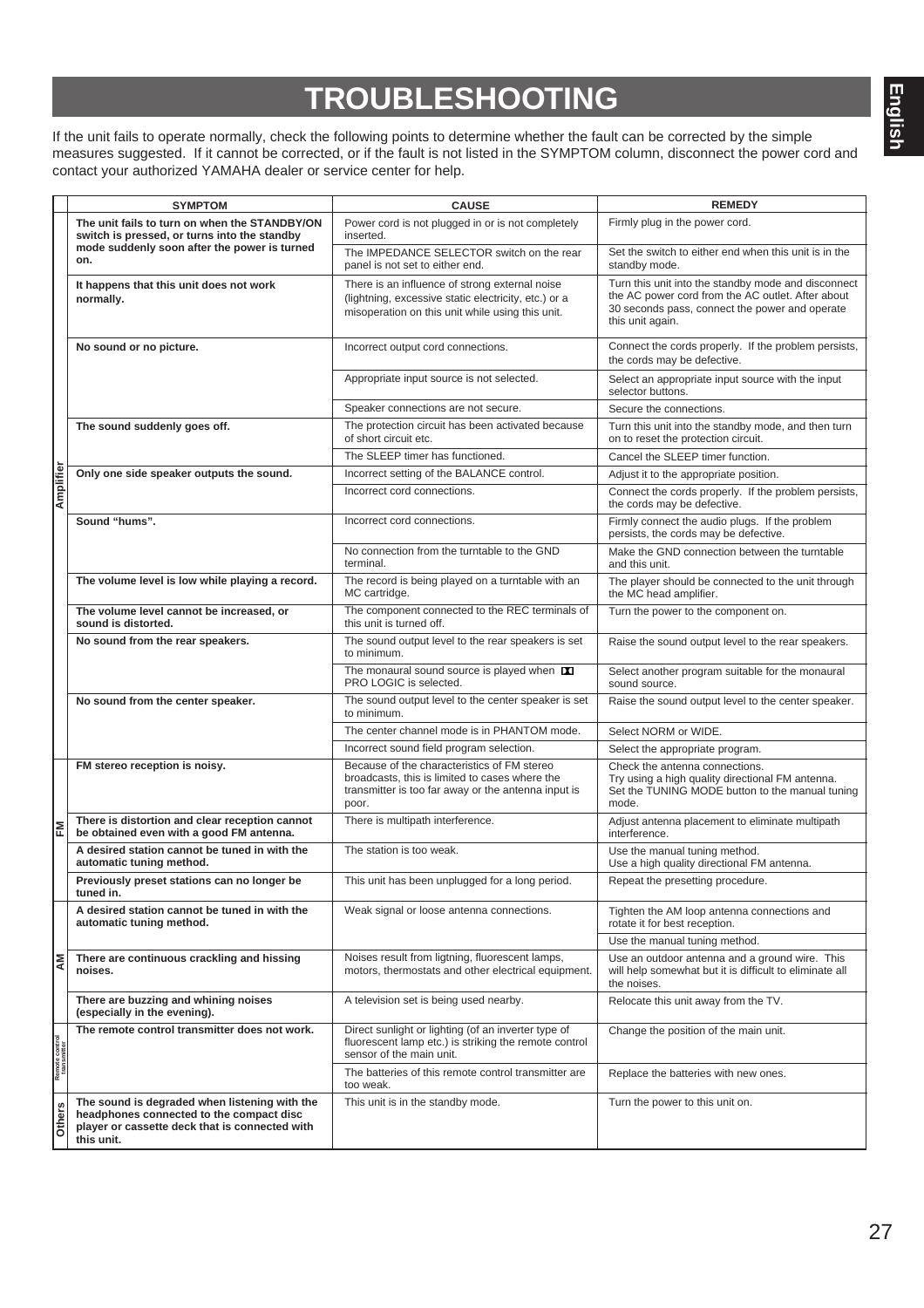# TROUBLESHOOTING

If the unit fails to operate normally, check the following points to determine whether the fault can be corrected by the simple measures suggested. If it cannot be corrected, or if the fault is not listed in the SYMPTOM column, disconnect the power cord and contact your authorized YAMAHA dealer or service center for help.

| | SYMPTOM | CAUSE | REMEDY |
|---|---|---|---|
| Amplifier | **The unit fails to turn on when the STANDBY/ON switch is pressed, or turns into the standby mode suddenly soon after the power is turned on.** | Power cord is not plugged in or is not completely inserted. | Firmly plug in the power cord. |
| | | The IMPEDANCE SELECTOR switch on the rear panel is not set to either end. | Set the switch to either end when this unit is in the standby mode. |
| | **It happens that this unit does not work normally.** | There is an influence of strong external noise (lightning, excessive static electricity, etc.) or a misoperation on this unit while using this unit. | Turn this unit into the standby mode and disconnect the AC power cord from the AC outlet. After about 30 seconds pass, connect the power and operate this unit again. |
| | **No sound or no picture.** | Incorrect output cord connections. | Connect the cords properly. If the problem persists, the cords may be defective. |
| | | Appropriate input source is not selected. | Select an appropriate input source with the input selector buttons. |
| | | Speaker connections are not secure. | Secure the connections. |
| | **The sound suddenly goes off.** | The protection circuit has been activated because of short circuit etc. | Turn this unit into the standby mode, and then turn on to reset the protection circuit. |
| | | The SLEEP timer has functioned. | Cancel the SLEEP timer function. |
| | **Only one side speaker outputs the sound.** | Incorrect setting of the BALANCE control. | Adjust it to the appropriate position. |
| | | Incorrect cord connections. | Connect the cords properly. If the problem persists, the cords may be defective. |
| | **Sound "hums".** | Incorrect cord connections. | Firmly connect the audio plugs. If the problem persists, the cords may be defective. |
| | | No connection from the turntable to the GND terminal. | Make the GND connection between the turntable and this unit. |
| | **The volume level is low while playing a record.** | The record is being played on a turntable with an MC cartridge. | The player should be connected to the unit through the MC head amplifier. |
| | **The volume level cannot be increased, or sound is distorted.** | The component connected to the REC terminals of this unit is turned off. | Turn the power to the component on. |
| | **No sound from the rear speakers.** | The sound output level to the rear speakers is set to minimum. | Raise the sound output level to the rear speakers. |
| | | The monaural sound source is played when DOLBY PRO LOGIC is selected. | Select another program suitable for the monaural sound source. |
| | **No sound from the center speaker.** | The sound output level to the center speaker is set to minimum. | Raise the sound output level to the center speaker. |
| | | The center channel mode is in PHANTOM mode. | Select NORM or WIDE. |
| | | Incorrect sound field program selection. | Select the appropriate program. |
| FM | **FM stereo reception is noisy.** | Because of the characteristics of FM stereo broadcasts, this is limited to cases where the transmitter is too far away or the antenna input is poor. | Check the antenna connections. Try using a high quality directional FM antenna. Set the TUNING MODE button to the manual tuning mode. |
| | **There is distortion and clear reception cannot be obtained even with a good FM antenna.** | There is multipath interference. | Adjust antenna placement to eliminate multipath interference. |
| | **A desired station cannot be tuned in with the automatic tuning method.** | The station is too weak. | Use the manual tuning method. Use a high quality directional FM antenna. |
| | **Previously preset stations can no longer be tuned in.** | This unit has been unplugged for a long period. | Repeat the presetting procedure. |
| AM | **A desired station cannot be tuned in with the automatic tuning method.** | Weak signal or loose antenna connections. | Tighten the AM loop antenna connections and rotate it for best reception. |
| | | | Use the manual tuning method. |
| | **There are continuous crackling and hissing noises.** | Noises result from ligtning, fluorescent lamps, motors, thermostats and other electrical equipment. | Use an outdoor antenna and a ground wire. This will help somewhat but it is difficult to eliminate all the noises. |
| | **There are buzzing and whining noises (especially in the evening).** | A television set is being used nearby. | Relocate this unit away from the TV. |
| Remote control transmitter | **The remote control transmitter does not work.** | Direct sunlight or lighting (of an inverter type of fluorescent lamp etc.) is striking the remote control sensor of the main unit. | Change the position of the main unit. |
| | | The batteries of this remote control transmitter are too weak. | Replace the batteries with new ones. |
| Others | **The sound is degraded when listening with the headphones connected to the compact disc player or cassette deck that is connected with this unit.** | This unit is in the standby mode. | Turn the power to this unit on. |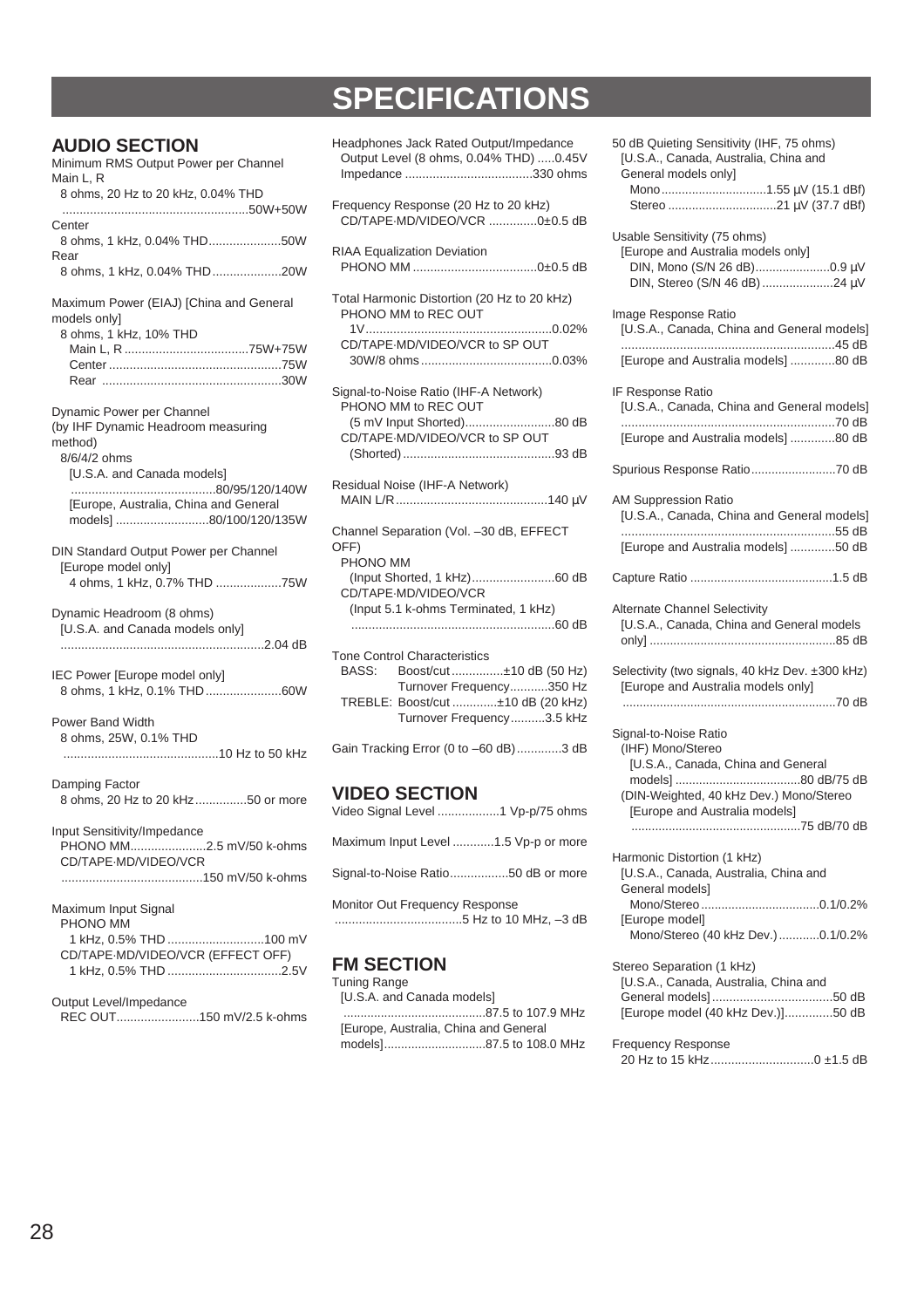# SPECIFICATIONS

## AUDIO SECTION

Minimum RMS Output Power per Channel
Main L, R
8 ohms, 20 Hz to 20 kHz, 0.04% THD
......................................................50W+50W
Center
8 ohms, 1 kHz, 0.04% THD.....................50W
Rear
8 ohms, 1 kHz, 0.04% THD....................20W

Maximum Power (EIAJ) [China and General models only]
8 ohms, 1 kHz, 10% THD
Main L, R ....................................75W+75W
Center ..................................................75W
Rear ....................................................30W

Dynamic Power per Channel
(by IHF Dynamic Headroom measuring method)
8/6/4/2 ohms
[U.S.A. and Canada models]
..........................................80/95/120/140W
[Europe, Australia, China and General models] ...........................80/100/120/135W

DIN Standard Output Power per Channel
[Europe model only]
4 ohms, 1 kHz, 0.7% THD ...................75W

Dynamic Headroom (8 ohms)
[U.S.A. and Canada models only]
...........................................................2.04 dB

IEC Power [Europe model only]
8 ohms, 1 kHz, 0.1% THD......................60W

Power Band Width
8 ohms, 25W, 0.1% THD
............................................10 Hz to 50 kHz

Damping Factor
8 ohms, 20 Hz to 20 kHz...............50 or more

Input Sensitivity/Impedance
PHONO MM......................2.5 mV/50 k-ohms
CD/TAPE·MD/VIDEO/VCR
.........................................150 mV/50 k-ohms

Maximum Input Signal
PHONO MM
1 kHz, 0.5% THD ............................100 mV
CD/TAPE·MD/VIDEO/VCR (EFFECT OFF)
1 kHz, 0.5% THD .................................2.5V

Output Level/Impedance
REC OUT........................150 mV/2.5 k-ohms

Headphones Jack Rated Output/Impedance
Output Level (8 ohms, 0.04% THD) .....0.45V
Impedance .....................................330 ohms

Frequency Response (20 Hz to 20 kHz)
CD/TAPE·MD/VIDEO/VCR ..............0±0.5 dB

RIAA Equalization Deviation
PHONO MM ....................................0±0.5 dB

Total Harmonic Distortion (20 Hz to 20 kHz)
PHONO MM to REC OUT
1V......................................................0.02%
CD/TAPE·MD/VIDEO/VCR to SP OUT
30W/8 ohms......................................0.03%

Signal-to-Noise Ratio (IHF-A Network)
PHONO MM to REC OUT
(5 mV Input Shorted)..........................80 dB
CD/TAPE·MD/VIDEO/VCR to SP OUT
(Shorted)............................................93 dB

Residual Noise (IHF-A Network)
MAIN L/R............................................140 μV

Channel Separation (Vol. –30 dB, EFFECT OFF)
PHONO MM
(Input Shorted, 1 kHz)........................60 dB
CD/TAPE·MD/VIDEO/VCR
(Input 5.1 k-ohms Terminated, 1 kHz)
...........................................................60 dB

Tone Control Characteristics
BASS: Boost/cut...............±10 dB (50 Hz)
Turnover Frequency...........350 Hz
TREBLE: Boost/cut .............±10 dB (20 kHz)
Turnover Frequency..........3.5 kHz

Gain Tracking Error (0 to –60 dB).............3 dB

## VIDEO SECTION

Video Signal Level ..................1 Vp-p/75 ohms

Maximum Input Level ............1.5 Vp-p or more

Signal-to-Noise Ratio.................50 dB or more

Monitor Out Frequency Response
.....................................5 Hz to 10 MHz, –3 dB

## FM SECTION

Tuning Range
[U.S.A. and Canada models]
..........................................87.5 to 107.9 MHz
[Europe, Australia, China and General models].............................87.5 to 108.0 MHz

50 dB Quieting Sensitivity (IHF, 75 ohms)
[U.S.A., Canada, Australia, China and General models only]
Mono...............................1.55 μV (15.1 dBf)
Stereo ................................21 μV (37.7 dBf)

Usable Sensitivity (75 ohms)
[Europe and Australia models only]
DIN, Mono (S/N 26 dB)......................0.9 μV
DIN, Stereo (S/N 46 dB).....................24 μV

Image Response Ratio
[U.S.A., Canada, China and General models]
..............................................................45 dB
[Europe and Australia models] .............80 dB

IF Response Ratio
[U.S.A., Canada, China and General models]
..............................................................70 dB
[Europe and Australia models] .............80 dB

Spurious Response Ratio.........................70 dB

AM Suppression Ratio
[U.S.A., Canada, China and General models]
..............................................................55 dB
[Europe and Australia models] .............50 dB

Capture Ratio ..........................................1.5 dB

Alternate Channel Selectivity
[U.S.A., Canada, China and General models only] .......................................................85 dB

Selectivity (two signals, 40 kHz Dev. ±300 kHz)
[Europe and Australia models only]
..............................................................70 dB

Signal-to-Noise Ratio
(IHF) Mono/Stereo
[U.S.A., Canada, China and General models] ....................................80 dB/75 dB
(DIN-Weighted, 40 kHz Dev.) Mono/Stereo
[Europe and Australia models]
.................................................75 dB/70 dB

Harmonic Distortion (1 kHz)
[U.S.A., Canada, Australia, China and General models]
Mono/Stereo ..................................0.1/0.2%
[Europe model]
Mono/Stereo (40 kHz Dev.)............0.1/0.2%

Stereo Separation (1 kHz)
[U.S.A., Canada, Australia, China and General models]...................................50 dB
[Europe model (40 kHz Dev.)]..............50 dB

Frequency Response
20 Hz to 15 kHz..............................0 ±1.5 dB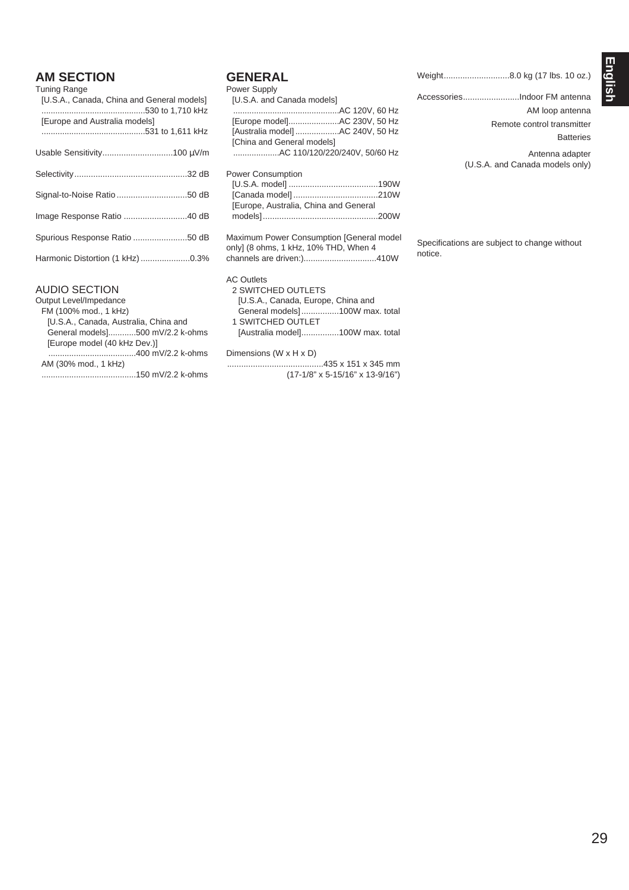## AM SECTION

Tuning Range
[U.S.A., Canada, China and General models] ............................................530 to 1,710 kHz
[Europe and Australia models] ............................................531 to 1,611 kHz

Usable Sensitivity..............................100 µV/m

Selectivity................................................32 dB

Signal-to-Noise Ratio..............................50 dB

Image Response Ratio ...........................40 dB

Spurious Response Ratio .......................50 dB

Harmonic Distortion (1 kHz).....................0.3%

### AUDIO SECTION

Output Level/Impedance
FM (100% mod., 1 kHz)
[U.S.A., Canada, Australia, China and General models]............500 mV/2.2 k-ohms
[Europe model (40 kHz Dev.)] ......................................400 mV/2.2 k-ohms
AM (30% mod., 1 kHz) ........................................150 mV/2.2 k-ohms

## GENERAL

Power Supply
[U.S.A. and Canada models] .............................................AC 120V, 60 Hz
[Europe model]......................AC 230V, 50 Hz
[Australia model]...................AC 240V, 50 Hz
[China and General models] ....................AC 110/120/220/240V, 50/60 Hz

Power Consumption
[U.S.A. model] ......................................190W
[Canada model]....................................210W
[Europe, Australia, China and General models].................................................200W

Maximum Power Consumption [General model only] (8 ohms, 1 kHz, 10% THD, When 4 channels are driven:)...............................410W

AC Outlets
2 SWITCHED OUTLETS
[U.S.A., Canada, Europe, China and General models]................100W max. total
1 SWITCHED OUTLET
[Australia model]................100W max. total

Dimensions (W x H x D) .........................................435 x 151 x 345 mm (17-1/8” x 5-15/16” x 13-9/16”)

Weight............................8.0 kg (17 lbs. 10 oz.)

Accessories........................Indoor FM antenna
AM loop antenna
Remote control transmitter
Batteries
Antenna adapter (U.S.A. and Canada models only)

Specifications are subject to change without notice.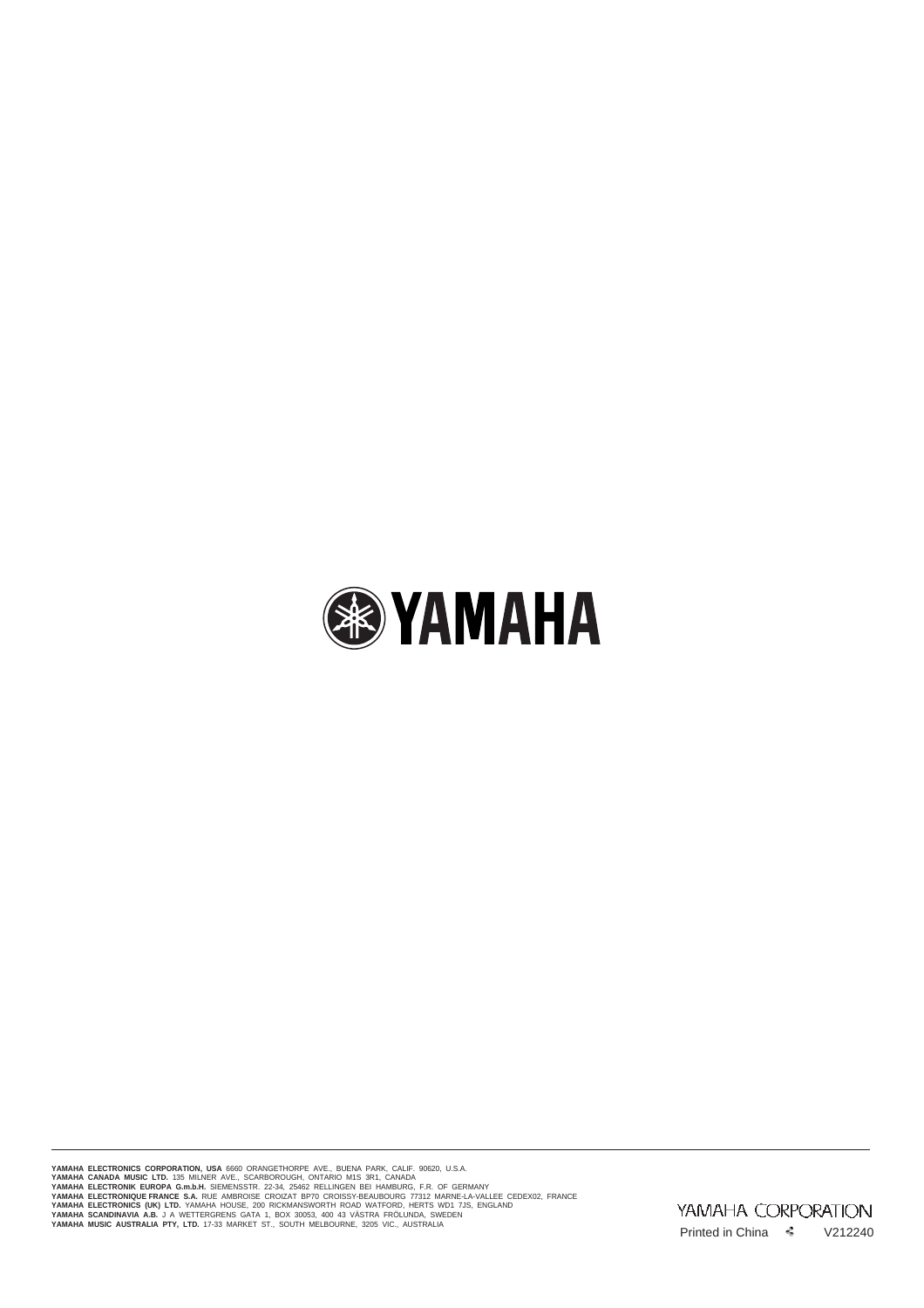YAMAHA

**YAMAHA ELECTRONICS CORPORATION, USA** 6660 ORANGETHORPE AVE., BUENA PARK, CALIF. 90620, U.S.A.
**YAMAHA CANADA MUSIC LTD.** 135 MILNER AVE., SCARBOROUGH, ONTARIO M1S 3R1, CANADA
**YAMAHA ELECTRONIK EUROPA G.m.b.H.** SIEMENSSTR. 22-34, 25462 RELLINGEN BEI HAMBURG, F.R. OF GERMANY
**YAMAHA ELECTRONIQUE FRANCE S.A.** RUE AMBROISE CROIZAT BP70 CROISSY-BEAUBOURG 77312 MARNE-LA-VALLEE CEDEX02, FRANCE
**YAMAHA ELECTRONICS (UK) LTD.** YAMAHA HOUSE, 200 RICKMANSWORTH ROAD WATFORD, HERTS WD1 7JS, ENGLAND
**YAMAHA SCANDINAVIA A.B.** J A WETTERGRENS GATA 1, BOX 30053, 400 43 VÄSTRA FRÖLUNDA, SWEDEN
**YAMAHA MUSIC AUSTRALIA PTY, LTD.** 17-33 MARKET ST., SOUTH MELBOURNE, 3205 VIC., AUSTRALIA

YAMAHA CORPORATION

Printed in China V212240